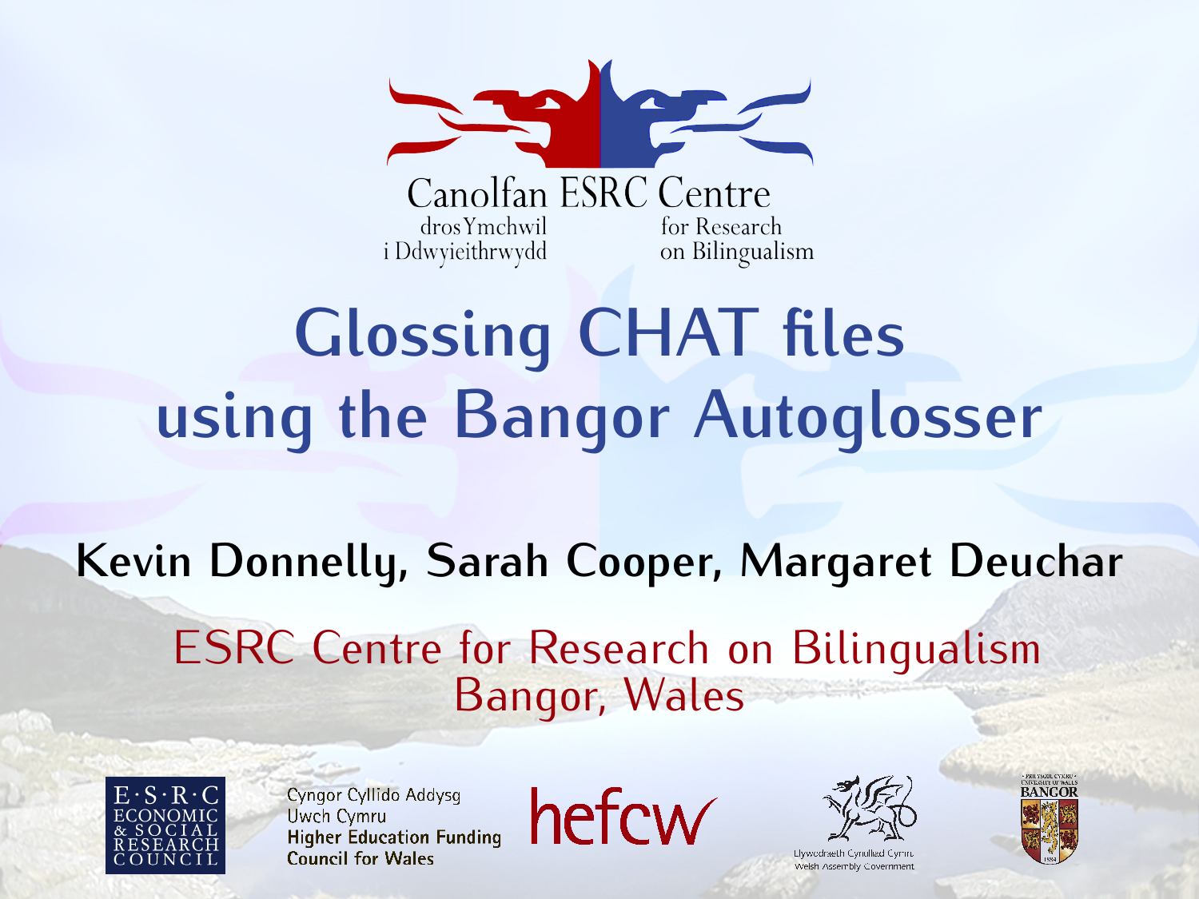Canolfan ESRC Centre

dros Ymchwil i Ddwyieithrwydd

for Research on Bilingualism

# Glossing CHAT files using the Bangor Autoglosser

**Kevin Donnelly, Sarah Cooper, Margaret Deuchar**

ESRC Centre for Research on Bilingualism
Bangor, Wales

E·S·R·C ECONOMIC & SOCIAL RESEARCH COUNCIL

Cyngor Cyllido Addysg Uwch Cymru
Higher Education Funding Council for Wales

hefcw

Llywodraeth Cynulliad Cymru
Welsh Assembly Government

Prifysgol Cymru · University of Wales
BANGOR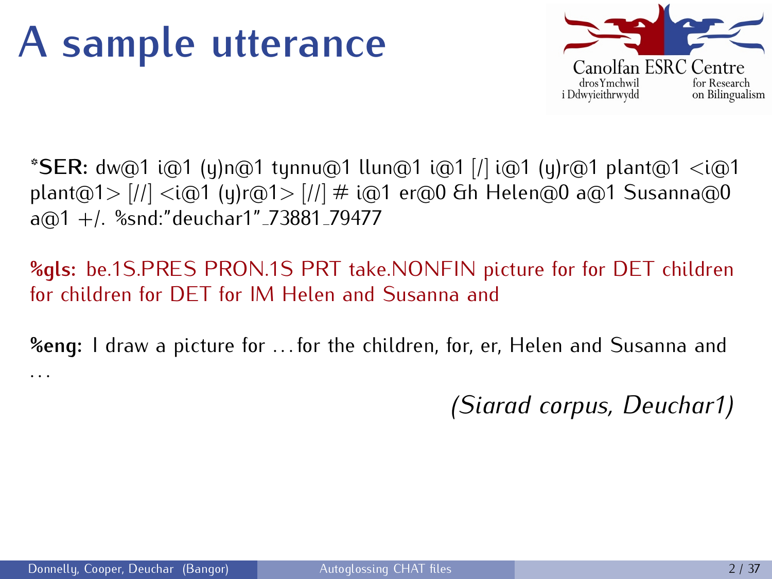# A sample utterance

**\*SER:** dw@1 i@1 (y)n@1 tynnu@1 llun@1 i@1 [/] i@1 (y)r@1 plant@1 <i@1 plant@1> [//] <i@1 (y)r@1> [//] # i@1 er@0 &h Helen@0 a@1 Susanna@0 a@1 +/. %snd:"deuchar1"_73881_79477

**%gls:** be.1S.PRES PRON.1S PRT take.NONFIN picture for for DET children for children for DET for IM Helen and Susanna and

**%eng:** I draw a picture for . . . for the children, for, er, Helen and Susanna and . . .

*(Siarad corpus, Deuchar1)*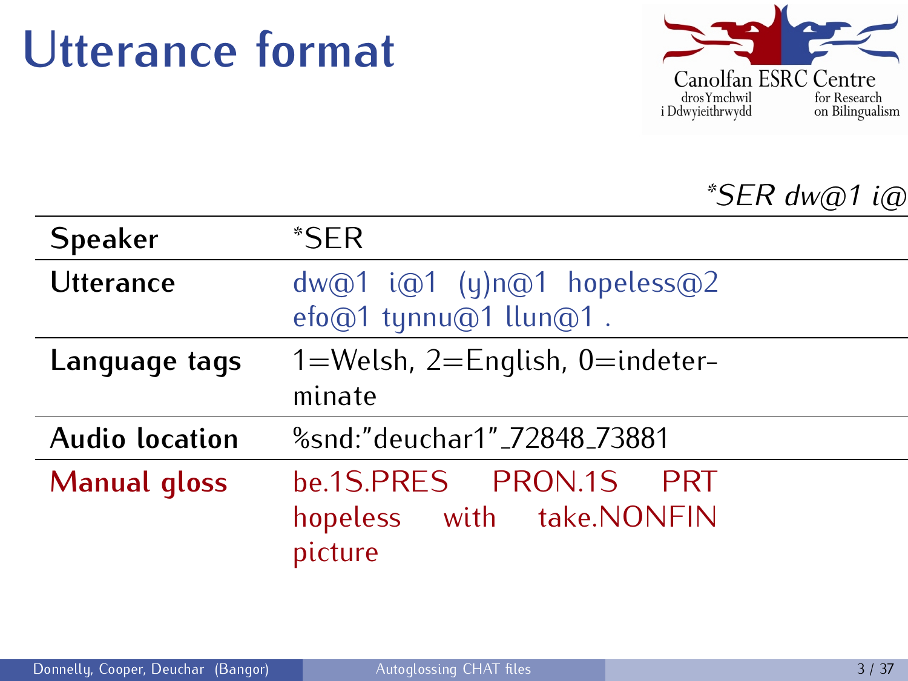# Utterance format

*\*SER dw@1 i@*

| | |
|---|---|
| **Speaker** | *SER |
| **Utterance** | dw@1 i@1 (y)n@1 hopeless@2 efo@1 tynnu@1 llun@1 . |
| **Language tags** | 1=Welsh, 2=English, 0=indeterminate |
| **Audio location** | %snd:"deuchar1"_72848_73881 |
| **Manual gloss** | be.1S.PRES PRON.1S PRT hopeless with take.NONFIN picture |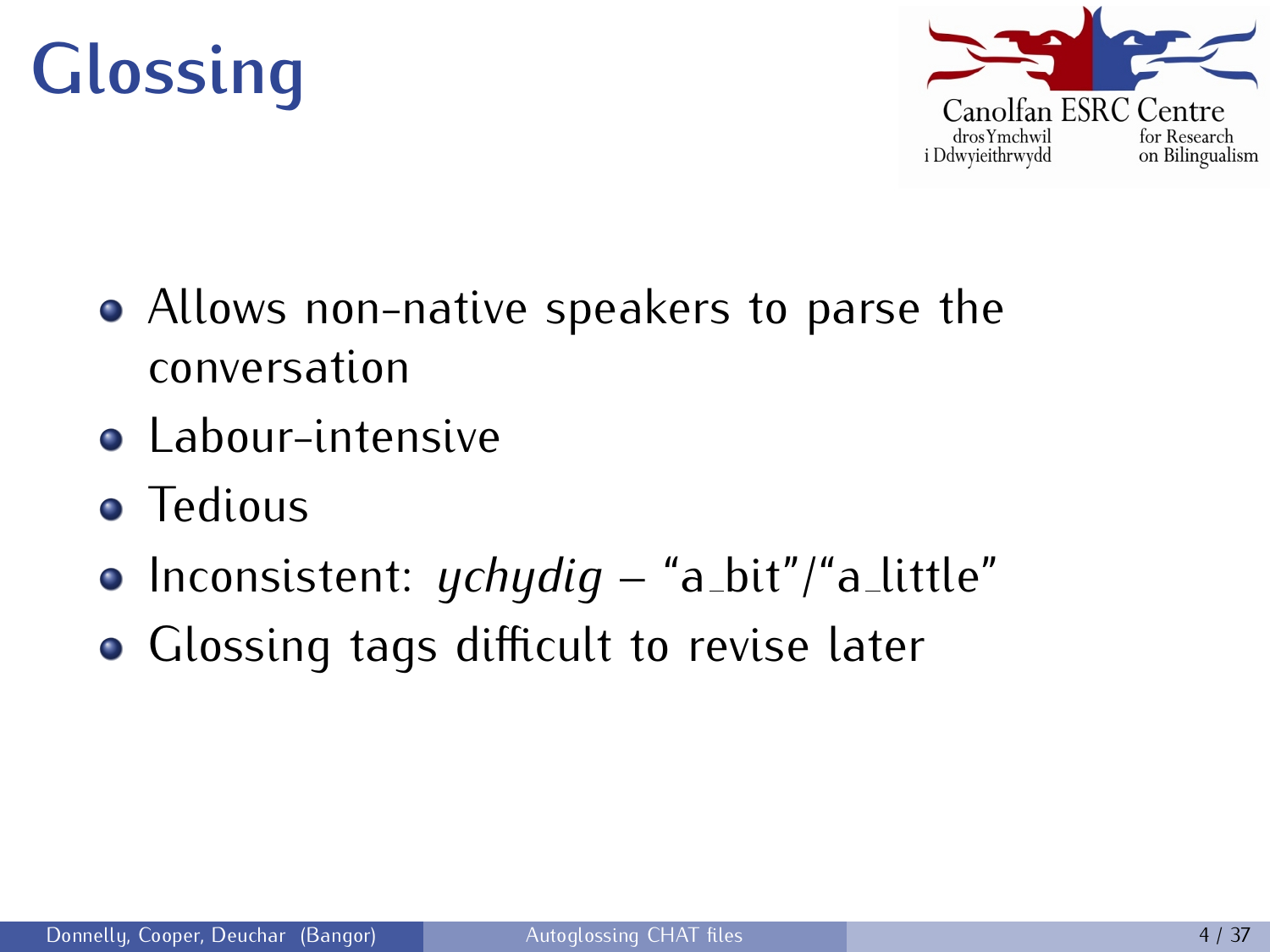# Glossing

- Allows non-native speakers to parse the conversation
- Labour-intensive
- Tedious
- Inconsistent: *ychydig* – "a_bit"/"a_little"
- Glossing tags difficult to revise later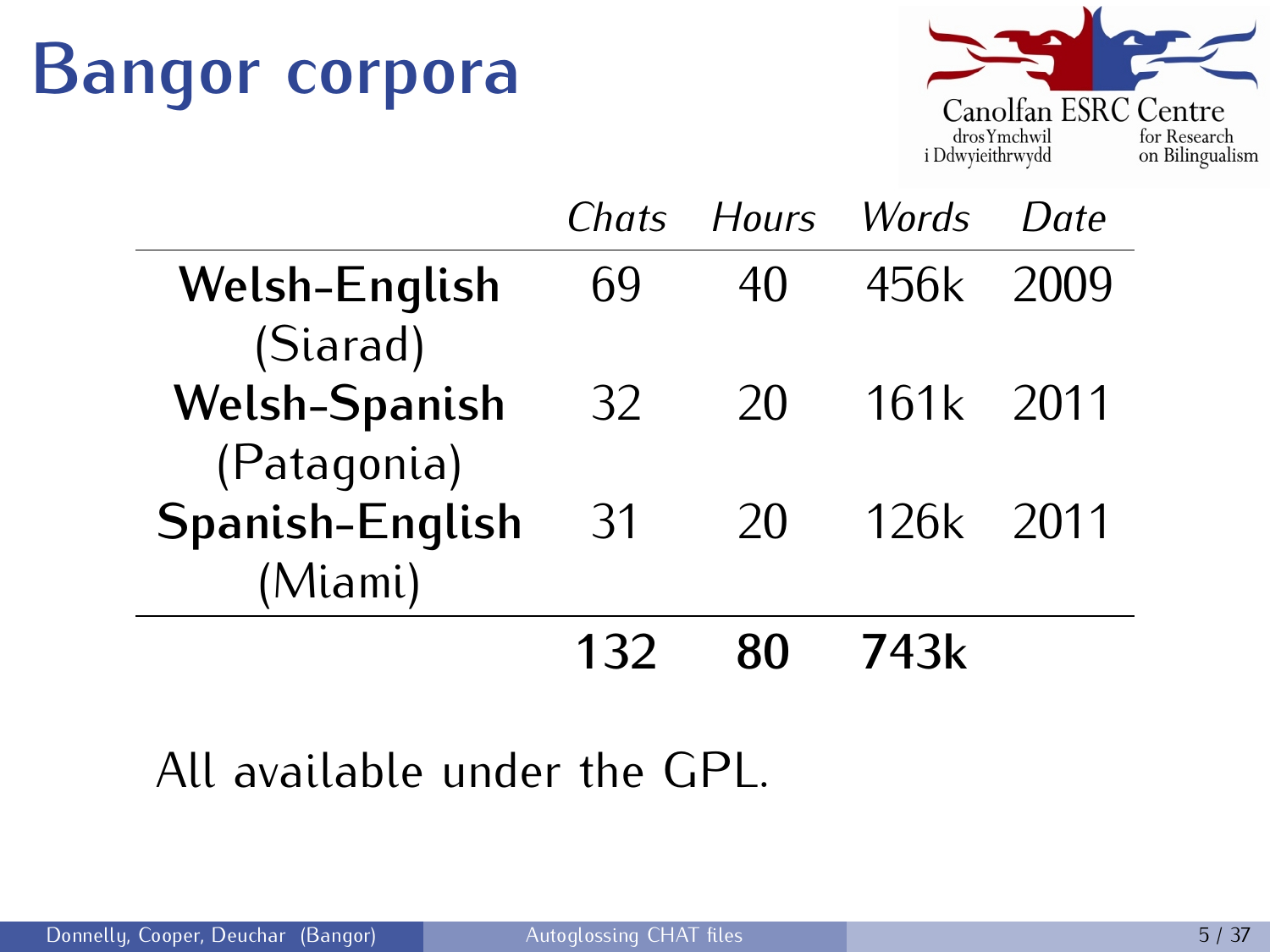# Bangor corpora

|  | *Chats* | *Hours* | *Words* | *Date* |
|---|---|---|---|---|
| **Welsh-English** (Siarad) | 69 | 40 | 456k | 2009 |
| **Welsh-Spanish** (Patagonia) | 32 | 20 | 161k | 2011 |
| **Spanish-English** (Miami) | 31 | 20 | 126k | 2011 |
|  | **132** | **80** | **743k** |  |

All available under the GPL.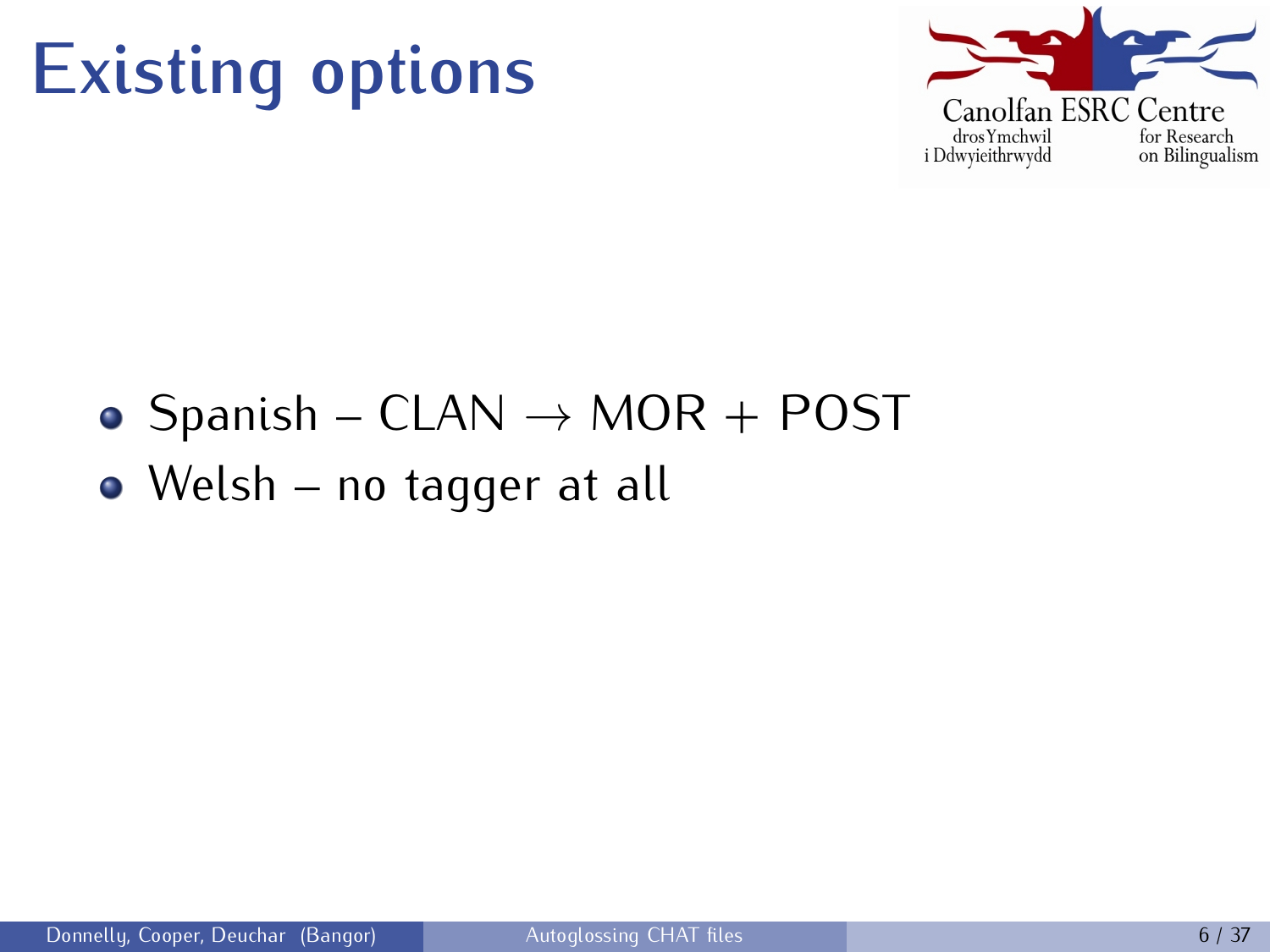# Existing options

- Spanish – CLAN $\rightarrow$ MOR + POST
- Welsh – no tagger at all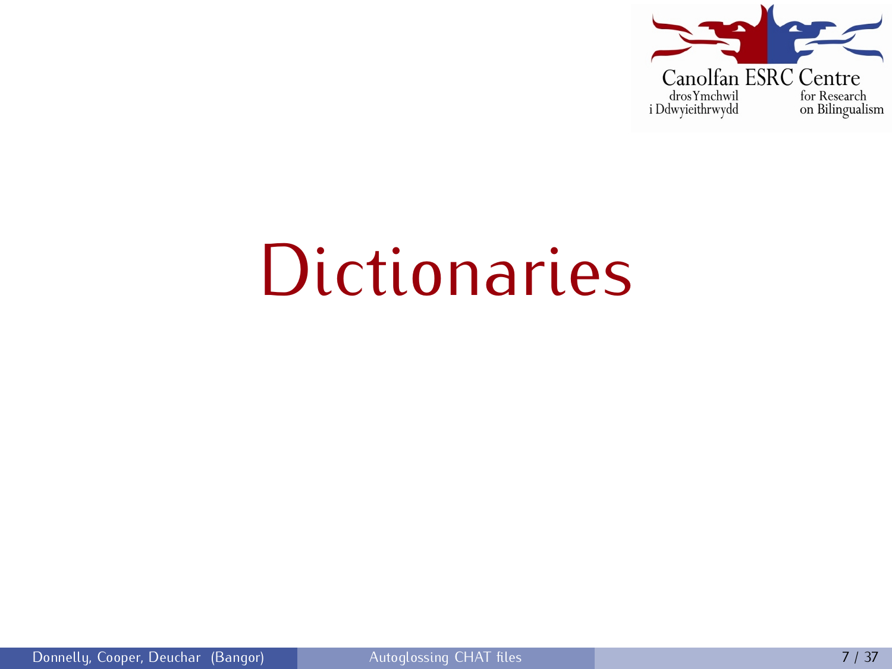# Dictionaries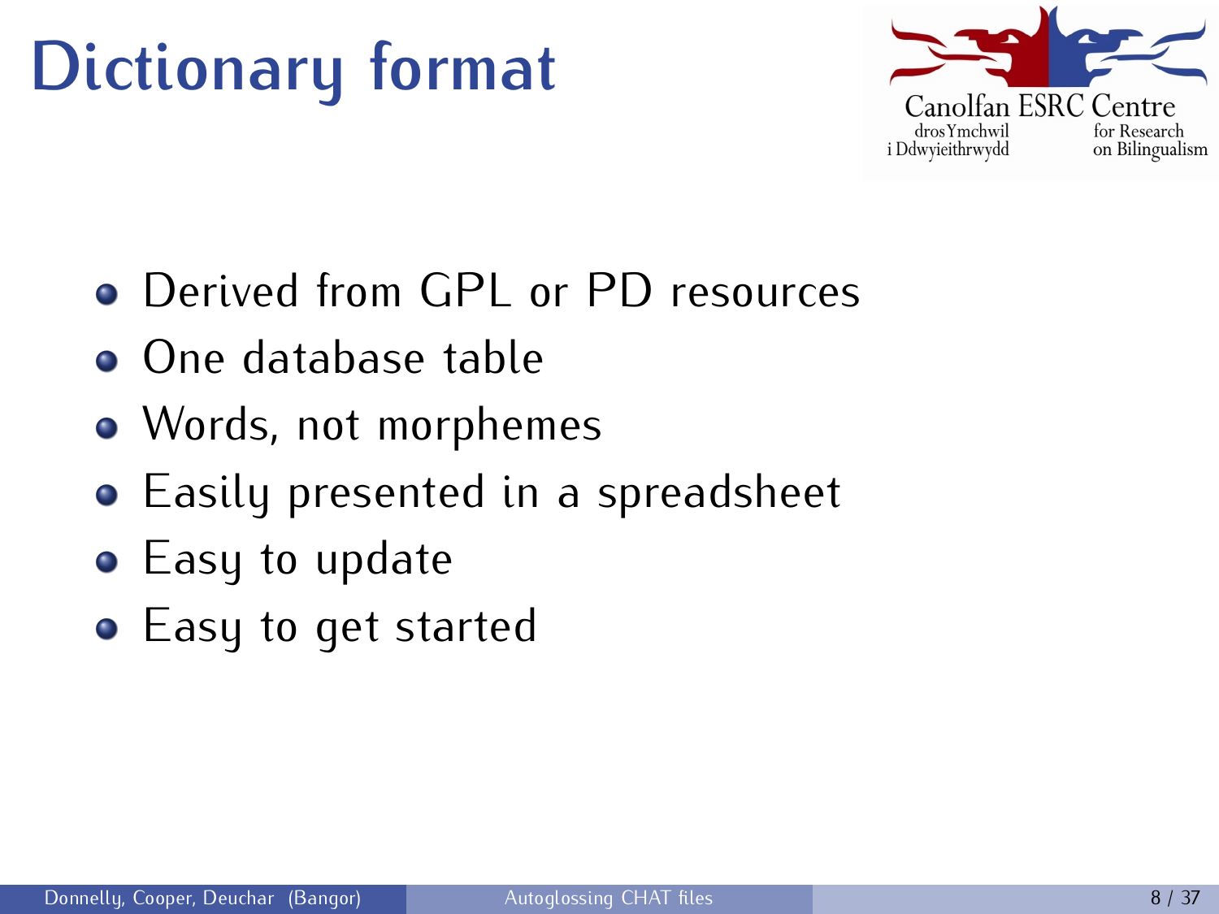# Dictionary format

- Derived from GPL or PD resources
- One database table
- Words, not morphemes
- Easily presented in a spreadsheet
- Easy to update
- Easy to get started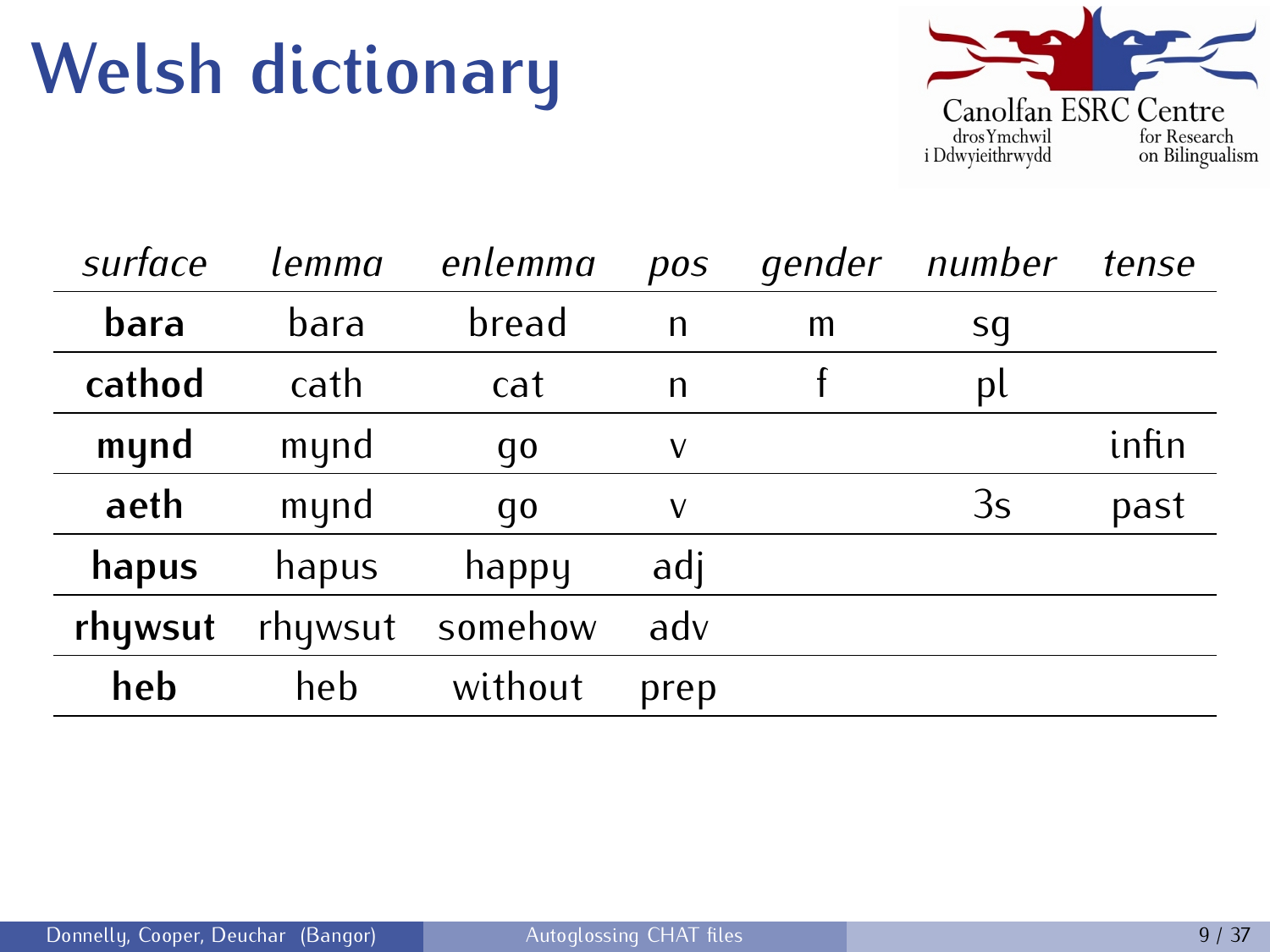# Welsh dictionary

| *surface* | *lemma* | *enlemma* | *pos* | *gender* | *number* | *tense* |
|---|---|---|---|---|---|---|
| **bara** | bara | bread | n | m | sg | |
| **cathod** | cath | cat | n | f | pl | |
| **mynd** | mynd | go | v | | | infin |
| **aeth** | mynd | go | v | | 3s | past |
| **hapus** | hapus | happy | adj | | | |
| **rhywsut** | rhywsut | somehow | adv | | | |
| **heb** | heb | without | prep | | | |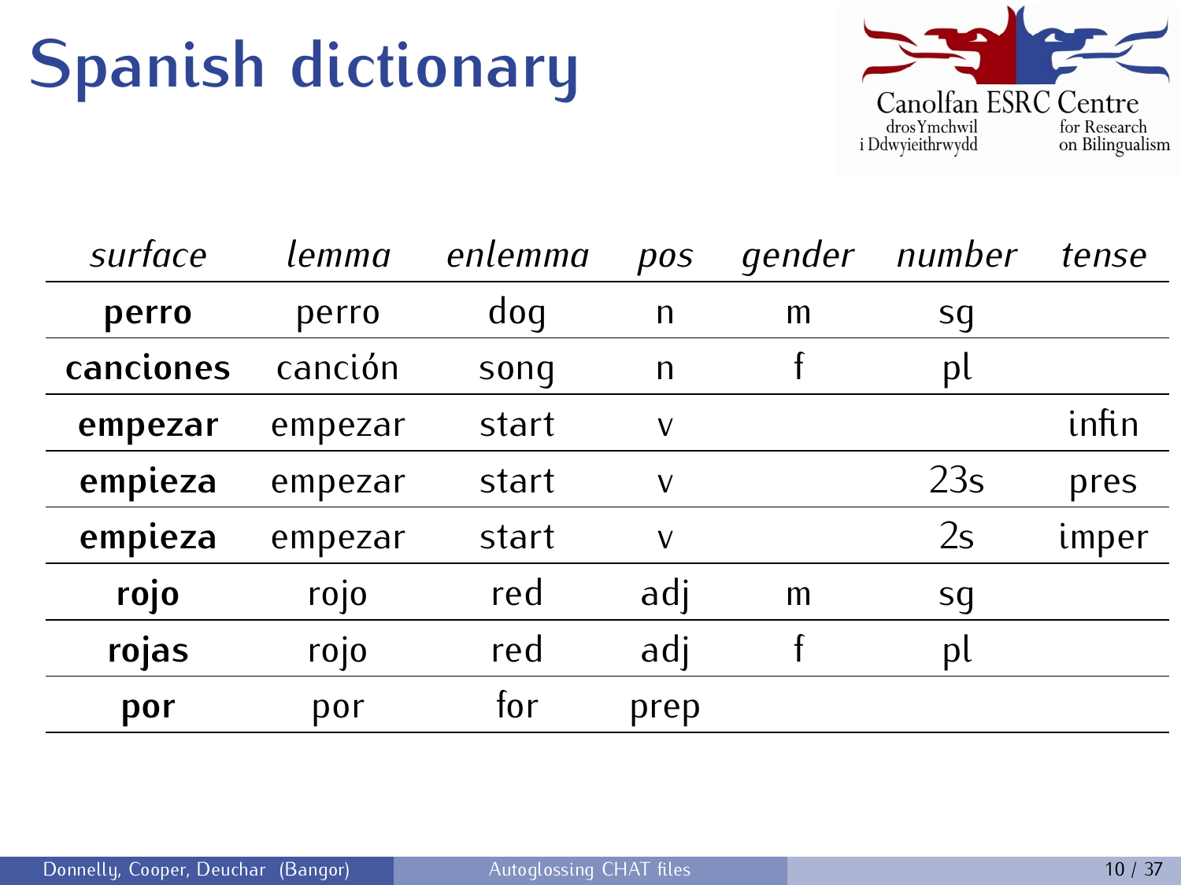# Spanish dictionary

| *surface* | *lemma* | *enlemma* | *pos* | *gender* | *number* | *tense* |
|---|---|---|---|---|---|---|
| **perro** | perro | dog | n | m | sg | |
| **canciones** | canción | song | n | f | pl | |
| **empezar** | empezar | start | v | | | infin |
| **empieza** | empezar | start | v | | 23s | pres |
| **empieza** | empezar | start | v | | 2s | imper |
| **rojo** | rojo | red | adj | m | sg | |
| **rojas** | rojo | red | adj | f | pl | |
| **por** | por | for | prep | | | |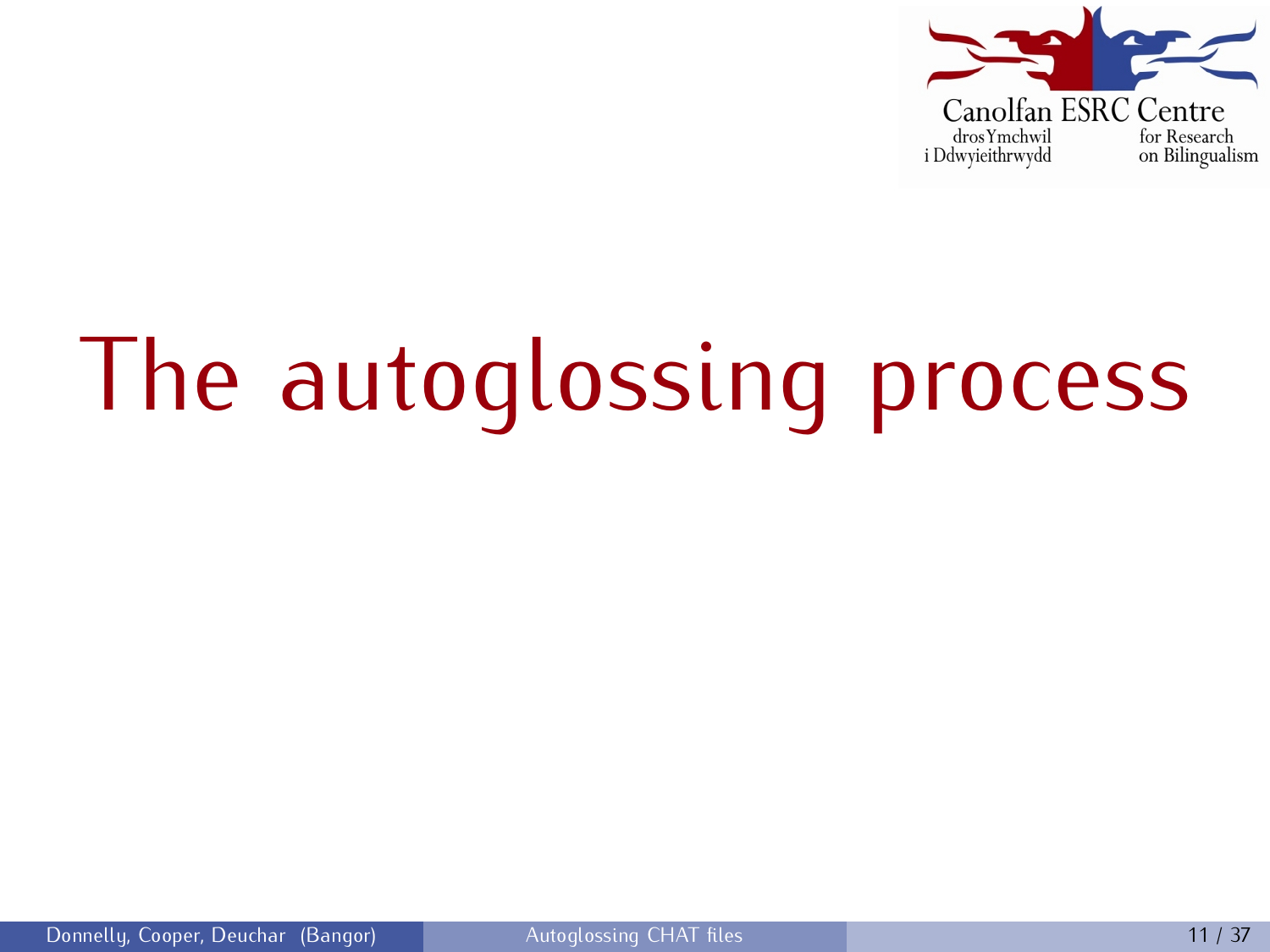# The autoglossing process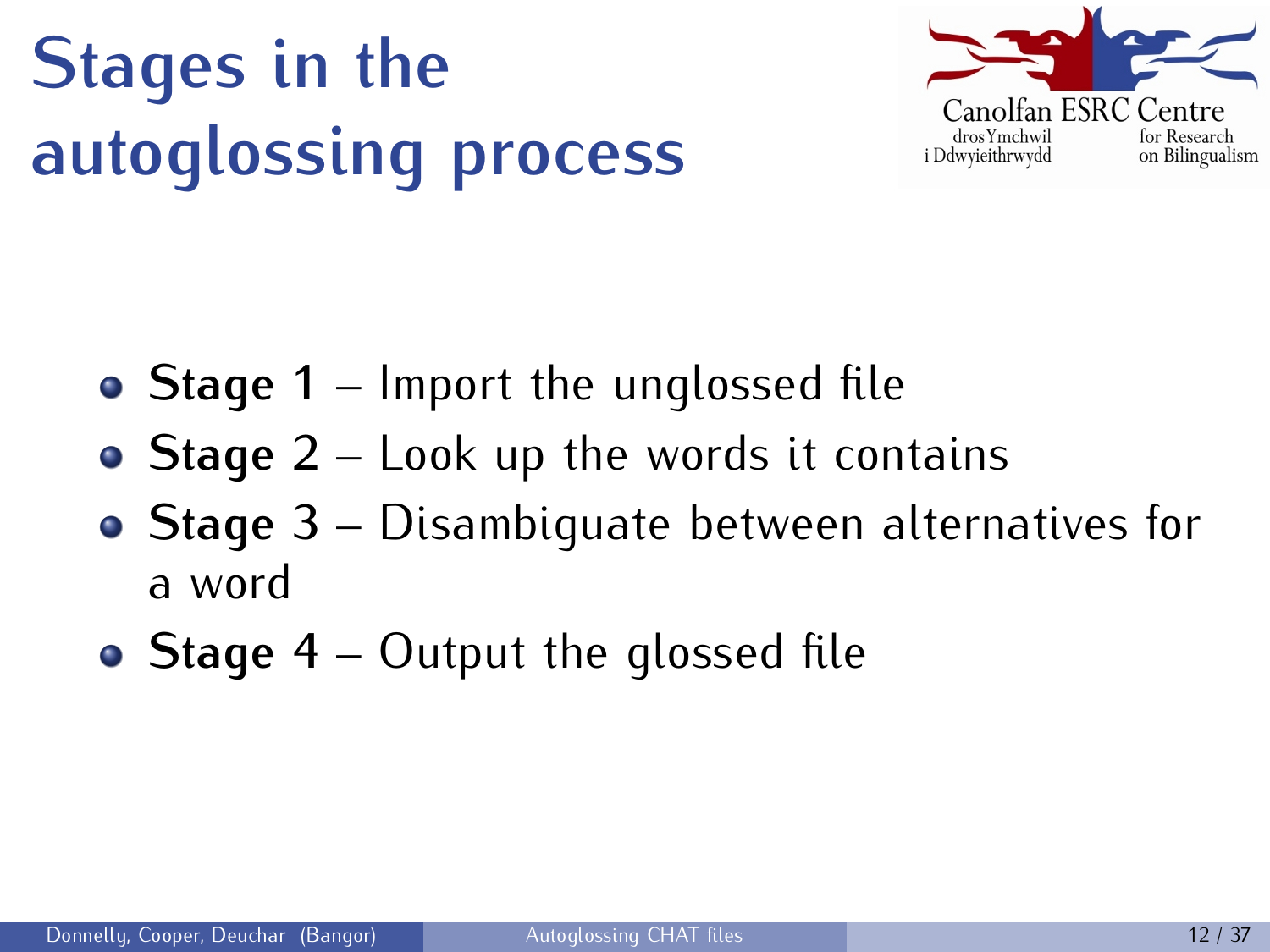# Stages in the autoglossing process

- **Stage 1** – Import the unglossed file
- **Stage 2** – Look up the words it contains
- **Stage 3** – Disambiguate between alternatives for a word
- **Stage 4** – Output the glossed file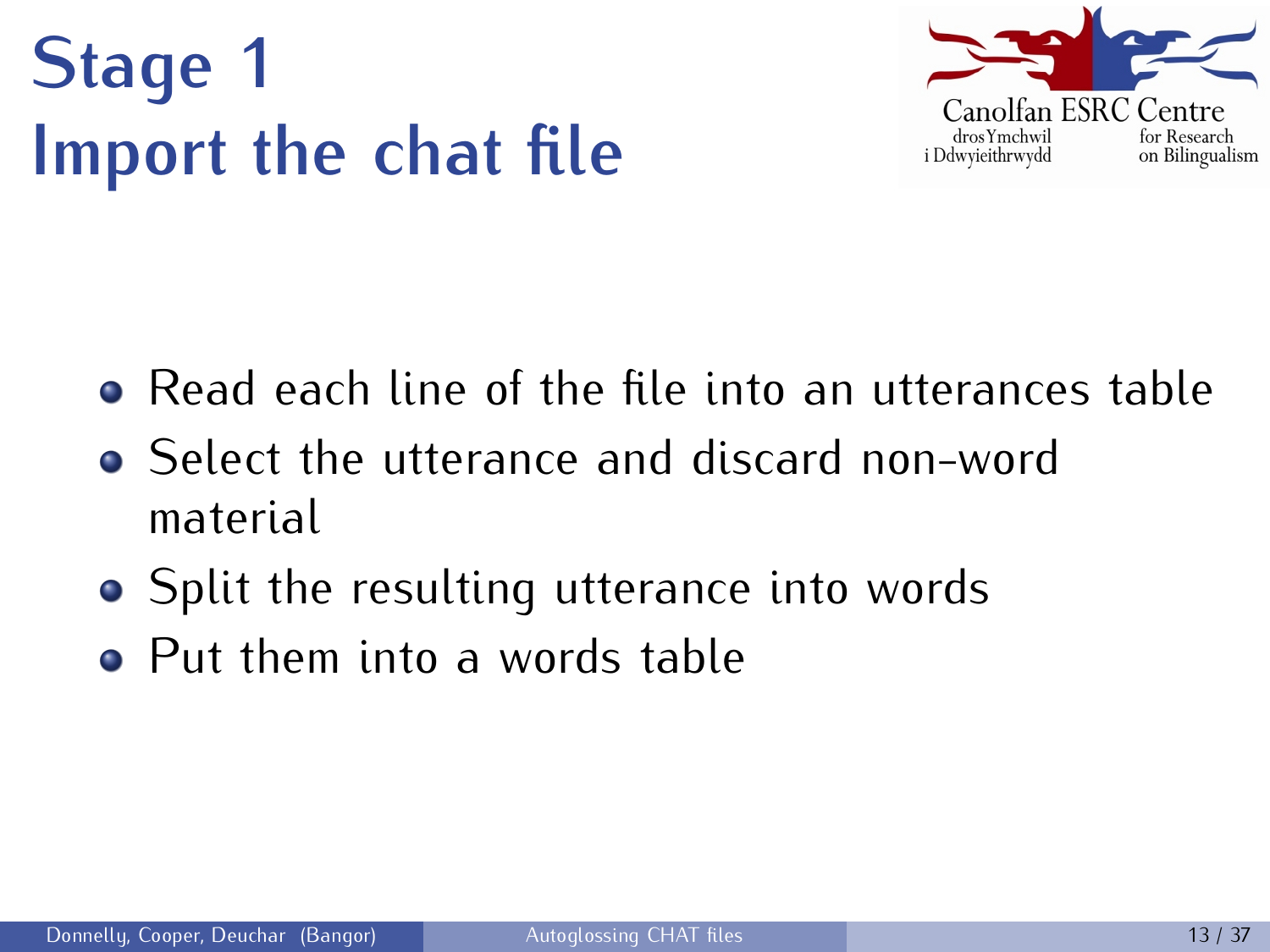# Stage 1
# Import the chat file

- Read each line of the file into an utterances table
- Select the utterance and discard non-word material
- Split the resulting utterance into words
- Put them into a words table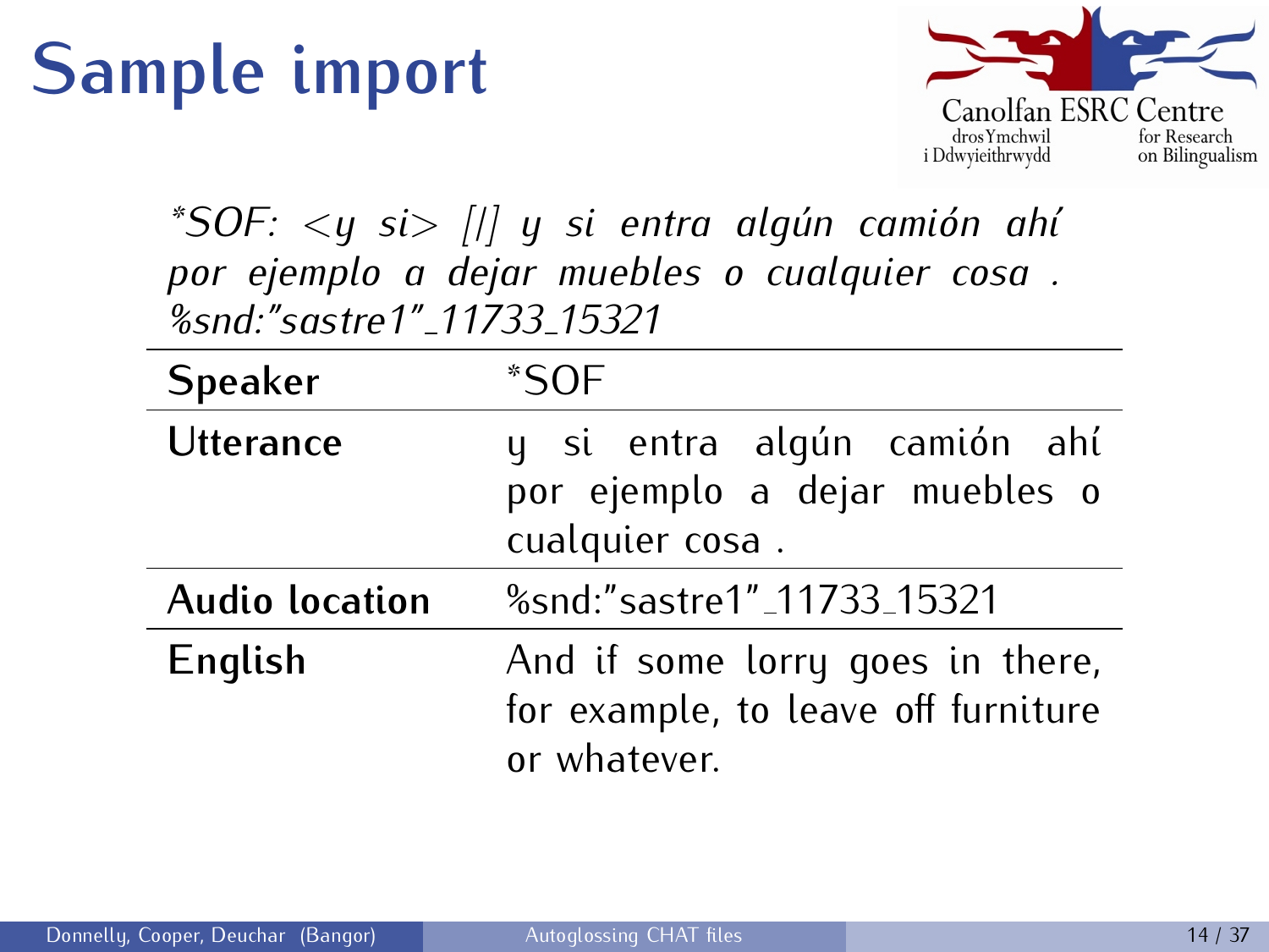# Sample import

*\*SOF: <y si> [/] y si entra algún camión ahí por ejemplo a dejar muebles o cualquier cosa . %snd:"sastre1"_11733_15321*

| **Speaker** | *SOF |
|---|---|
| **Utterance** | y si entra algún camión ahí por ejemplo a dejar muebles o cualquier cosa . |
| **Audio location** | %snd:"sastre1"_11733_15321 |
| **English** | And if some lorry goes in there, for example, to leave off furniture or whatever. |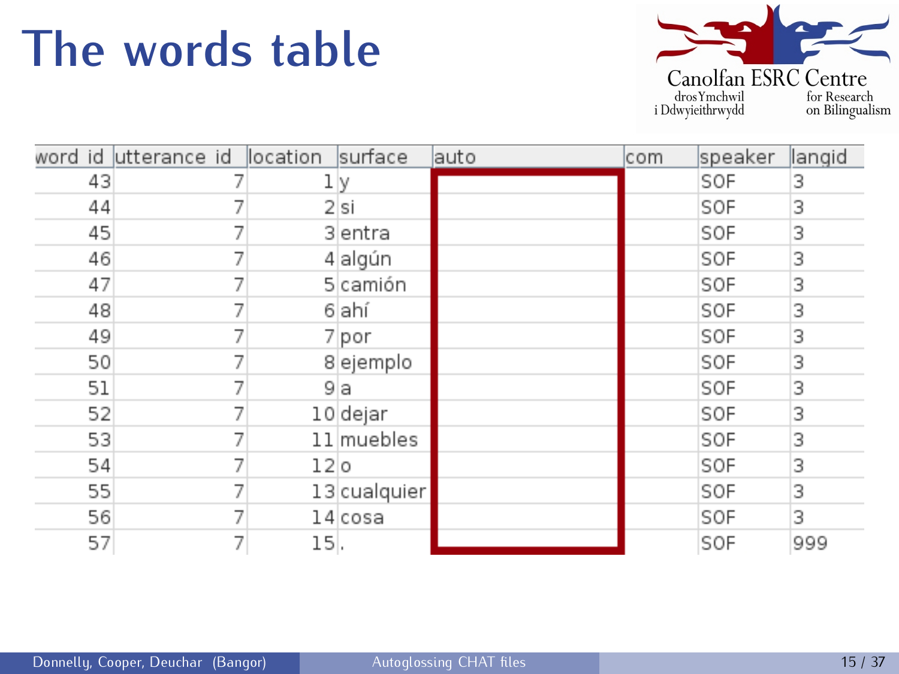# The words table

| word id | utterance id | location | surface | auto | com | speaker | langid |
|---|---|---|---|---|---|---|---|
| 43 | 7 | 1 | y | | | SOF | 3 |
| 44 | 7 | 2 | si | | | SOF | 3 |
| 45 | 7 | 3 | entra | | | SOF | 3 |
| 46 | 7 | 4 | algún | | | SOF | 3 |
| 47 | 7 | 5 | camión | | | SOF | 3 |
| 48 | 7 | 6 | ahí | | | SOF | 3 |
| 49 | 7 | 7 | por | | | SOF | 3 |
| 50 | 7 | 8 | ejemplo | | | SOF | 3 |
| 51 | 7 | 9 | a | | | SOF | 3 |
| 52 | 7 | 10 | dejar | | | SOF | 3 |
| 53 | 7 | 11 | muebles | | | SOF | 3 |
| 54 | 7 | 12 | o | | | SOF | 3 |
| 55 | 7 | 13 | cualquier | | | SOF | 3 |
| 56 | 7 | 14 | cosa | | | SOF | 3 |
| 57 | 7 | 15 | . | | | SOF | 999 |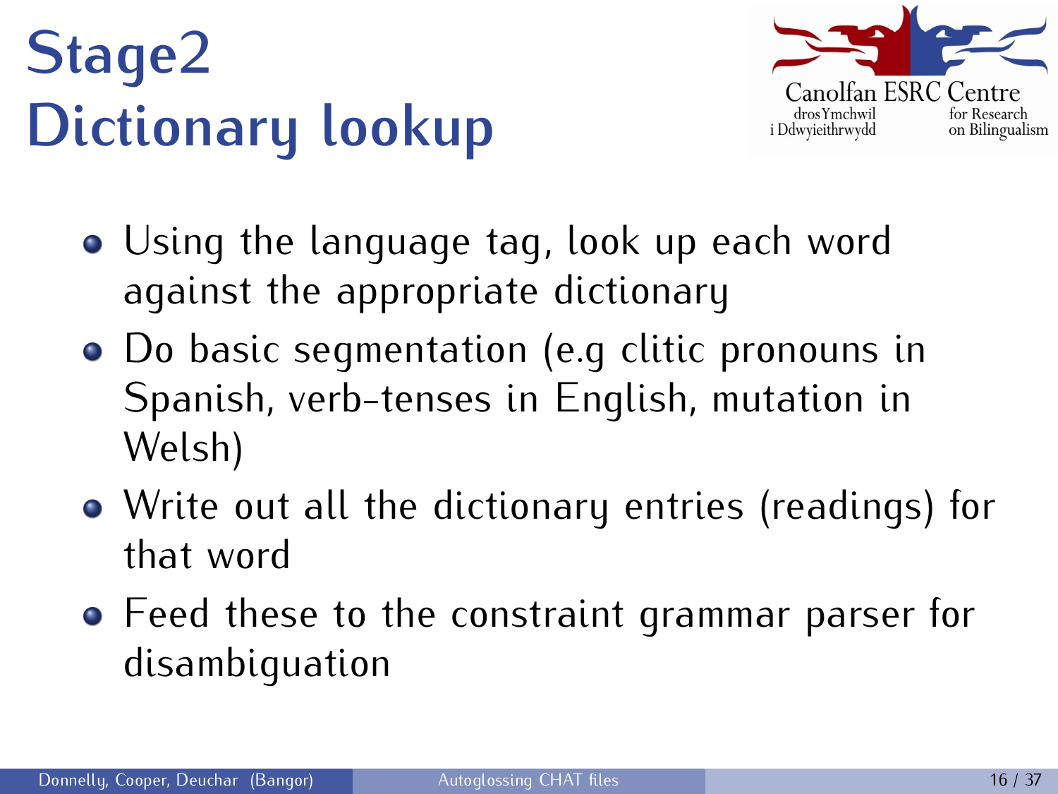# Stage2 Dictionary lookup

- Using the language tag, look up each word against the appropriate dictionary
- Do basic segmentation (e.g clitic pronouns in Spanish, verb-tenses in English, mutation in Welsh)
- Write out all the dictionary entries (readings) for that word
- Feed these to the constraint grammar parser for disambiguation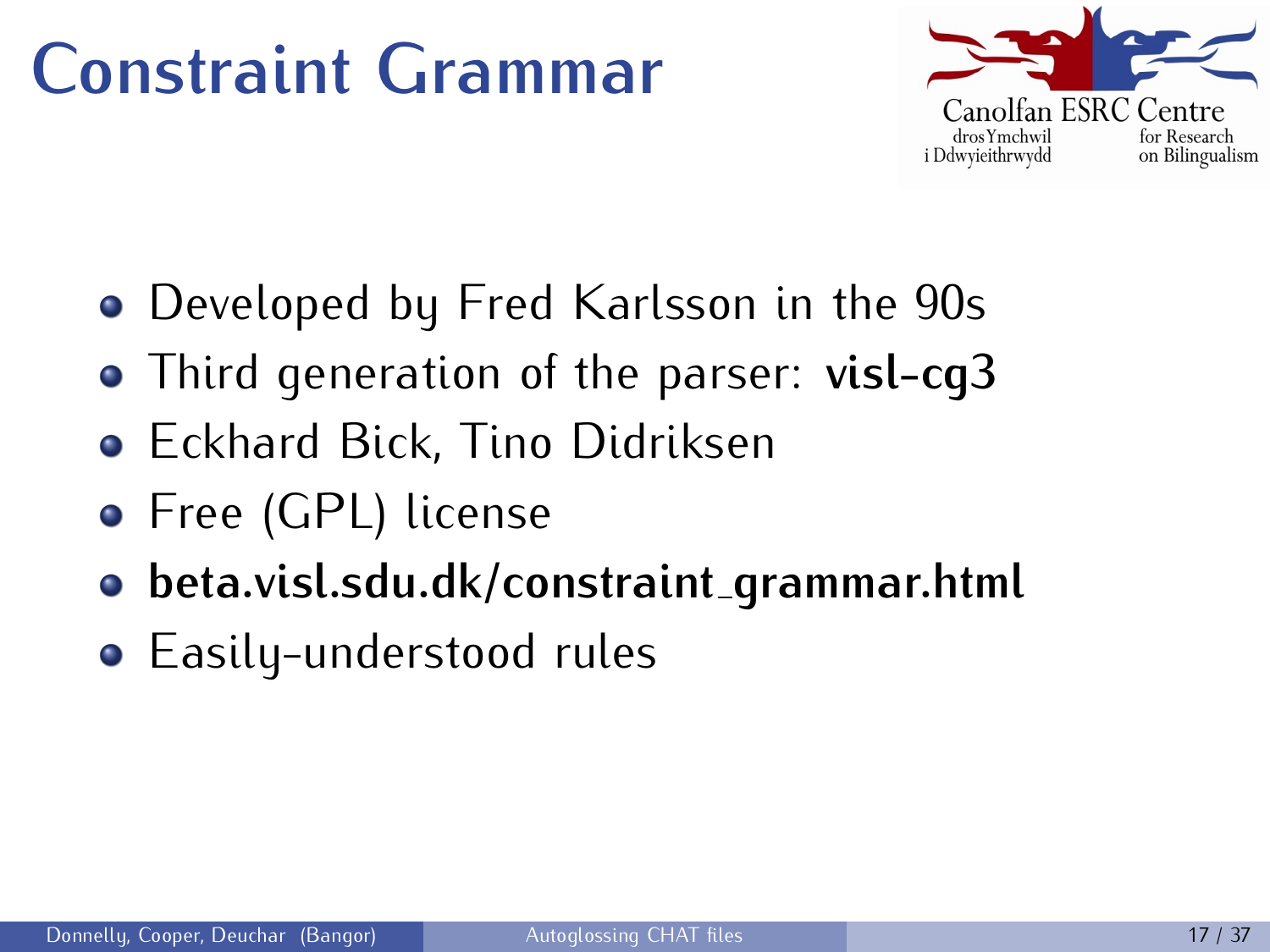# Constraint Grammar

- Developed by Fred Karlsson in the 90s
- Third generation of the parser: **visl-cg3**
- Eckhard Bick, Tino Didriksen
- Free (GPL) license
- **beta.visl.sdu.dk/constraint_grammar.html**
- Easily-understood rules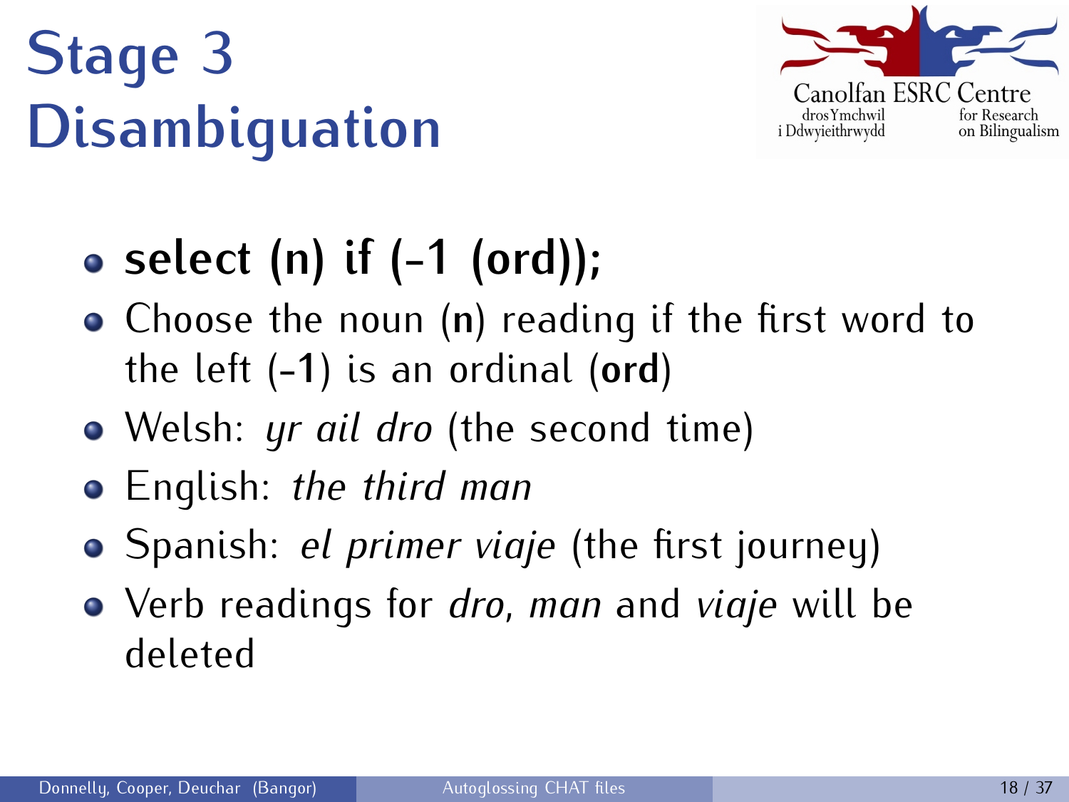# Stage 3 Disambiguation

- **select (n) if (-1 (ord));**
- Choose the noun (**n**) reading if the first word to the left (**-1**) is an ordinal (**ord**)
- Welsh: *yr ail dro* (the second time)
- English: *the third man*
- Spanish: *el primer viaje* (the first journey)
- Verb readings for *dro*, *man* and *viaje* will be deleted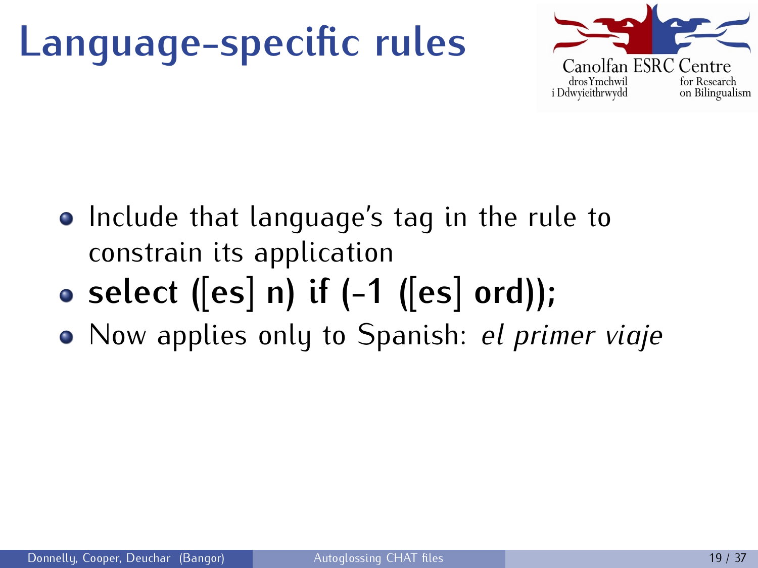# Language-specific rules

- Include that language's tag in the rule to constrain its application
- **select ([es] n) if (-1 ([es] ord));**
- Now applies only to Spanish: *el primer viaje*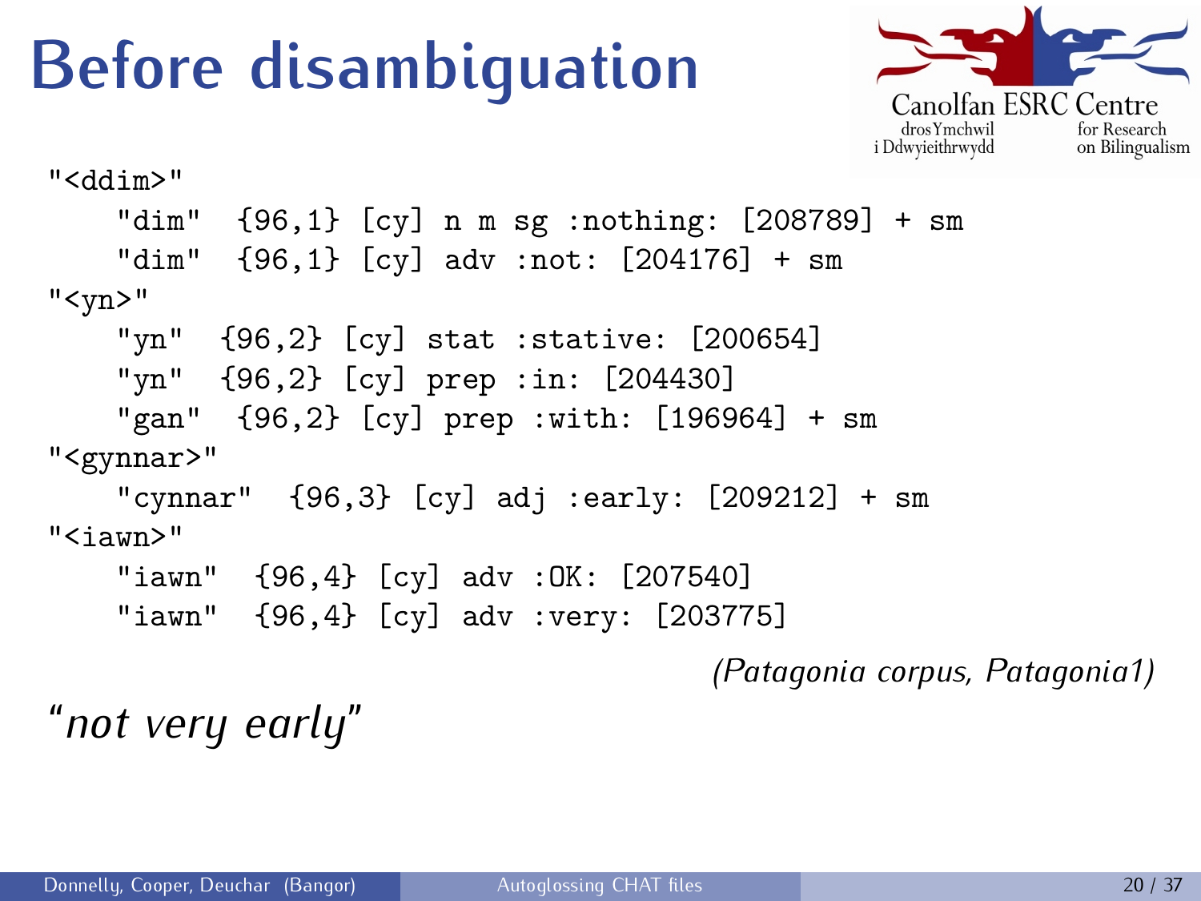# Before disambiguation

```
"<ddim>"
    "dim"  {96,1} [cy] n m sg :nothing: [208789] + sm
    "dim"  {96,1} [cy] adv :not: [204176] + sm
"<yn>"
    "yn"  {96,2} [cy] stat :stative: [200654]
    "yn"  {96,2} [cy] prep :in: [204430]
    "gan"  {96,2} [cy] prep :with: [196964] + sm
"<gynnar>"
    "cynnar"  {96,3} [cy] adj :early: [209212] + sm
"<iawn>"
    "iawn"  {96,4} [cy] adv :OK: [207540]
    "iawn"  {96,4} [cy] adv :very: [203775]
```

*(Patagonia corpus, Patagonia1)*

*"not very early"*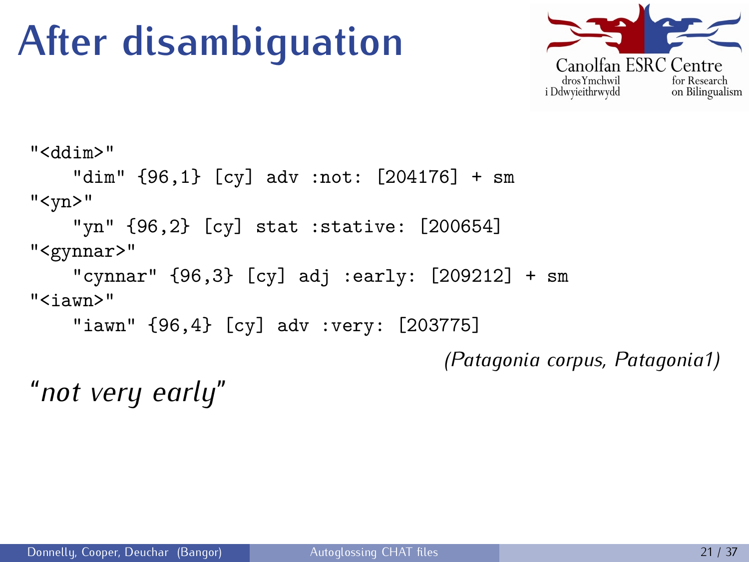# After disambiguation

```
"<ddim>"
    "dim" {96,1} [cy] adv :not: [204176] + sm
"<yn>"
    "yn" {96,2} [cy] stat :stative: [200654]
"<gynnar>"
    "cynnar" {96,3} [cy] adj :early: [209212] + sm
"<iawn>"
    "iawn" {96,4} [cy] adv :very: [203775]
```

*(Patagonia corpus, Patagonia1)*

*"not very early"*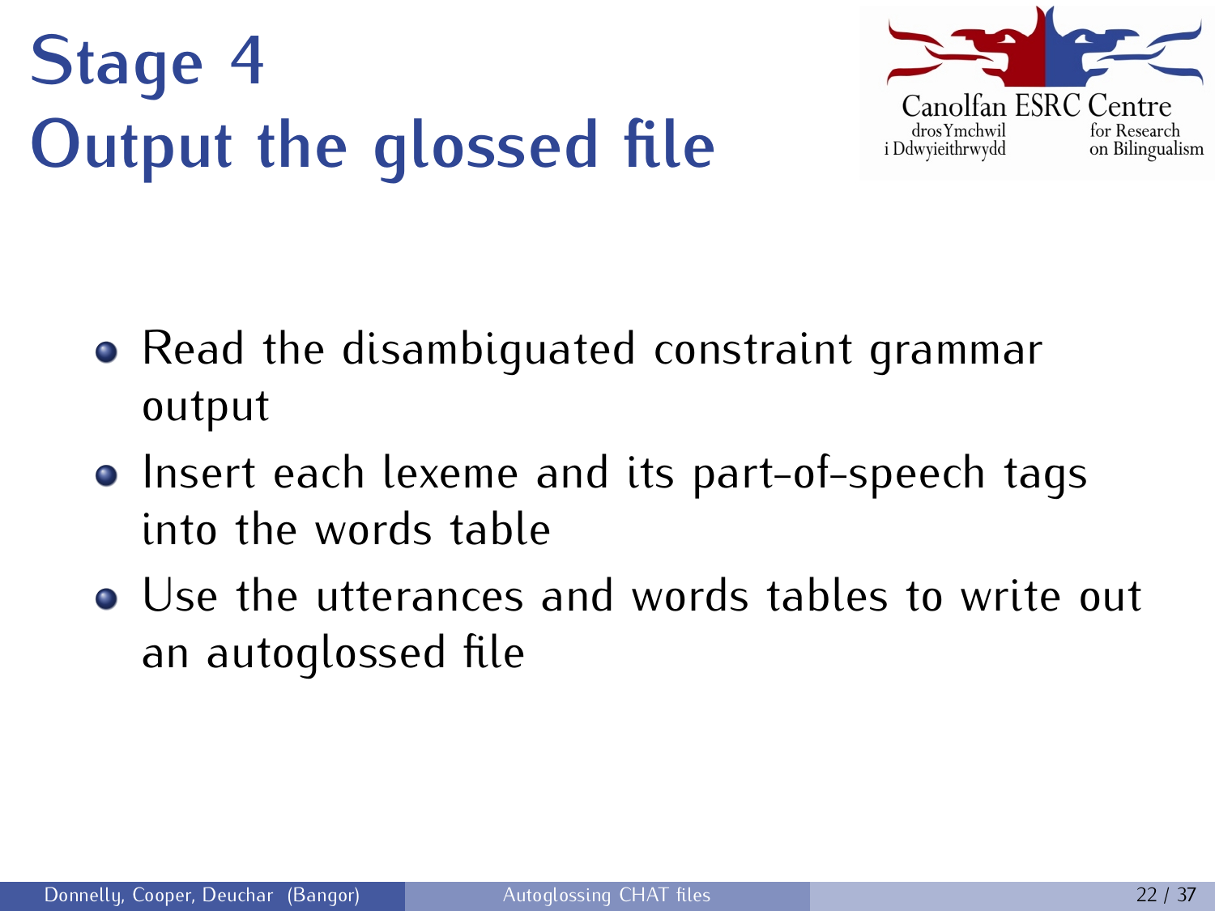# Stage 4
# Output the glossed file

- Read the disambiguated constraint grammar output
- Insert each lexeme and its part-of-speech tags into the words table
- Use the utterances and words tables to write out an autoglossed file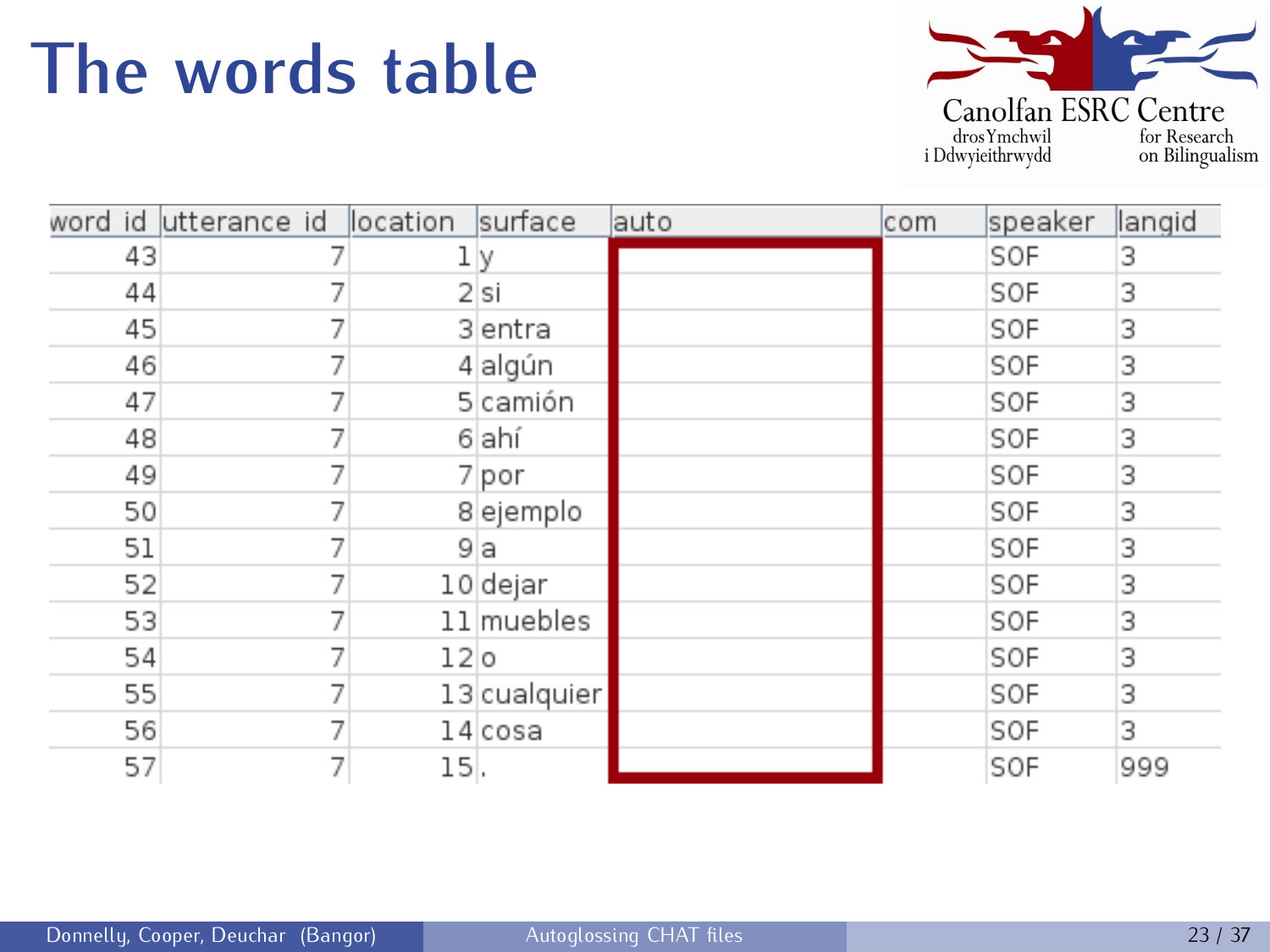# The words table

| word id | utterance id | location | surface | auto | com | speaker | langid |
|---|---|---|---|---|---|---|---|
| 43 | 7 | 1 | y | | | SOF | 3 |
| 44 | 7 | 2 | si | | | SOF | 3 |
| 45 | 7 | 3 | entra | | | SOF | 3 |
| 46 | 7 | 4 | algún | | | SOF | 3 |
| 47 | 7 | 5 | camión | | | SOF | 3 |
| 48 | 7 | 6 | ahí | | | SOF | 3 |
| 49 | 7 | 7 | por | | | SOF | 3 |
| 50 | 7 | 8 | ejemplo | | | SOF | 3 |
| 51 | 7 | 9 | a | | | SOF | 3 |
| 52 | 7 | 10 | dejar | | | SOF | 3 |
| 53 | 7 | 11 | muebles | | | SOF | 3 |
| 54 | 7 | 12 | o | | | SOF | 3 |
| 55 | 7 | 13 | cualquier | | | SOF | 3 |
| 56 | 7 | 14 | cosa | | | SOF | 3 |
| 57 | 7 | 15 | . | | | SOF | 999 |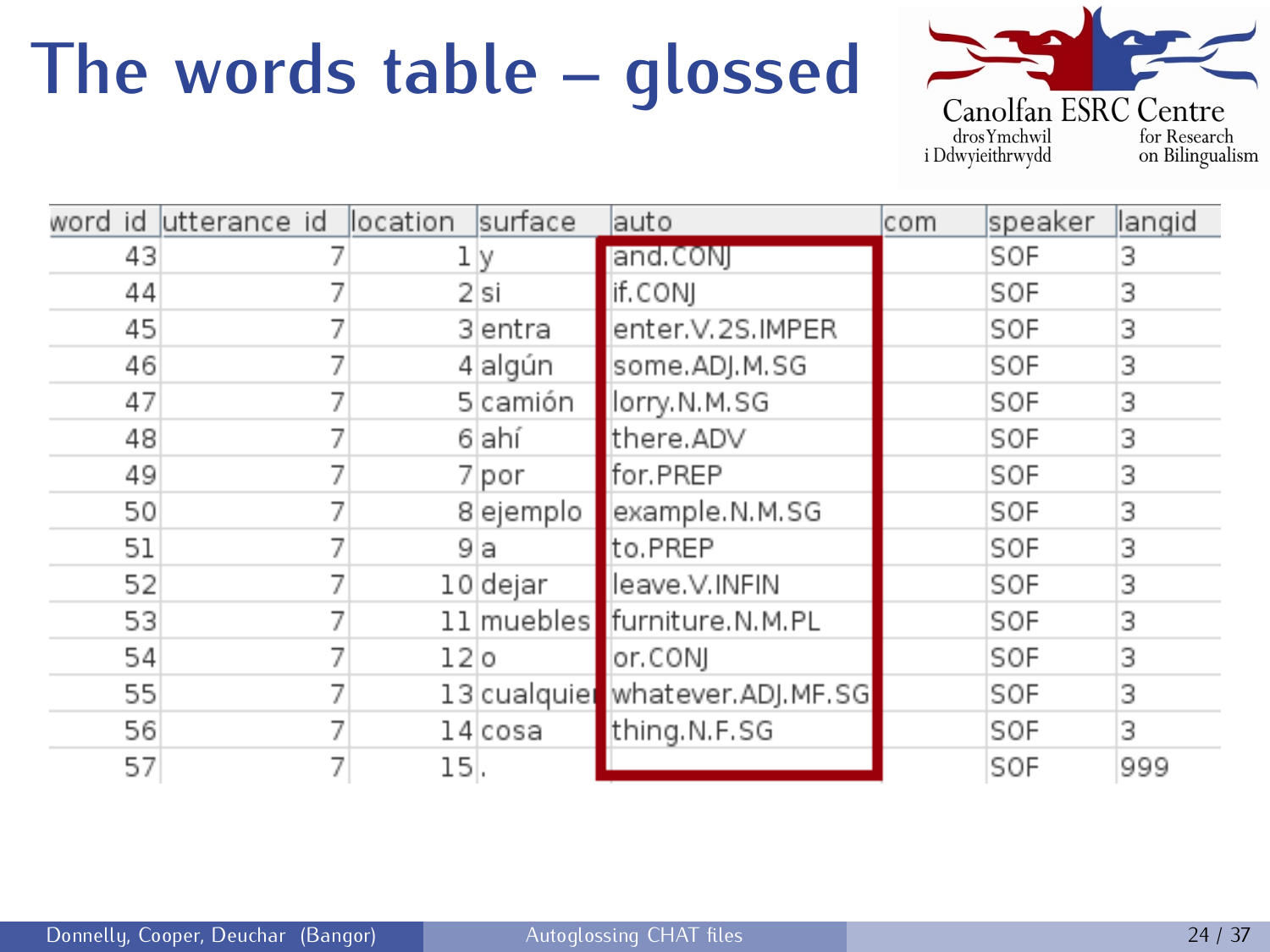# The words table – glossed

| word id | utterance id | location | surface | auto | com | speaker | langid |
|---|---|---|---|---|---|---|---|
| 43 | 7 | 1 | y | and.CONJ | | SOF | 3 |
| 44 | 7 | 2 | si | if.CONJ | | SOF | 3 |
| 45 | 7 | 3 | entra | enter.V.2S.IMPER | | SOF | 3 |
| 46 | 7 | 4 | algún | some.ADJ.M.SG | | SOF | 3 |
| 47 | 7 | 5 | camión | lorry.N.M.SG | | SOF | 3 |
| 48 | 7 | 6 | ahí | there.ADV | | SOF | 3 |
| 49 | 7 | 7 | por | for.PREP | | SOF | 3 |
| 50 | 7 | 8 | ejemplo | example.N.M.SG | | SOF | 3 |
| 51 | 7 | 9 | a | to.PREP | | SOF | 3 |
| 52 | 7 | 10 | dejar | leave.V.INFIN | | SOF | 3 |
| 53 | 7 | 11 | muebles | furniture.N.M.PL | | SOF | 3 |
| 54 | 7 | 12 | o | or.CONJ | | SOF | 3 |
| 55 | 7 | 13 | cualquier | whatever.ADJ.MF.SG | | SOF | 3 |
| 56 | 7 | 14 | cosa | thing.N.F.SG | | SOF | 3 |
| 57 | 7 | 15 | . | | | SOF | 999 |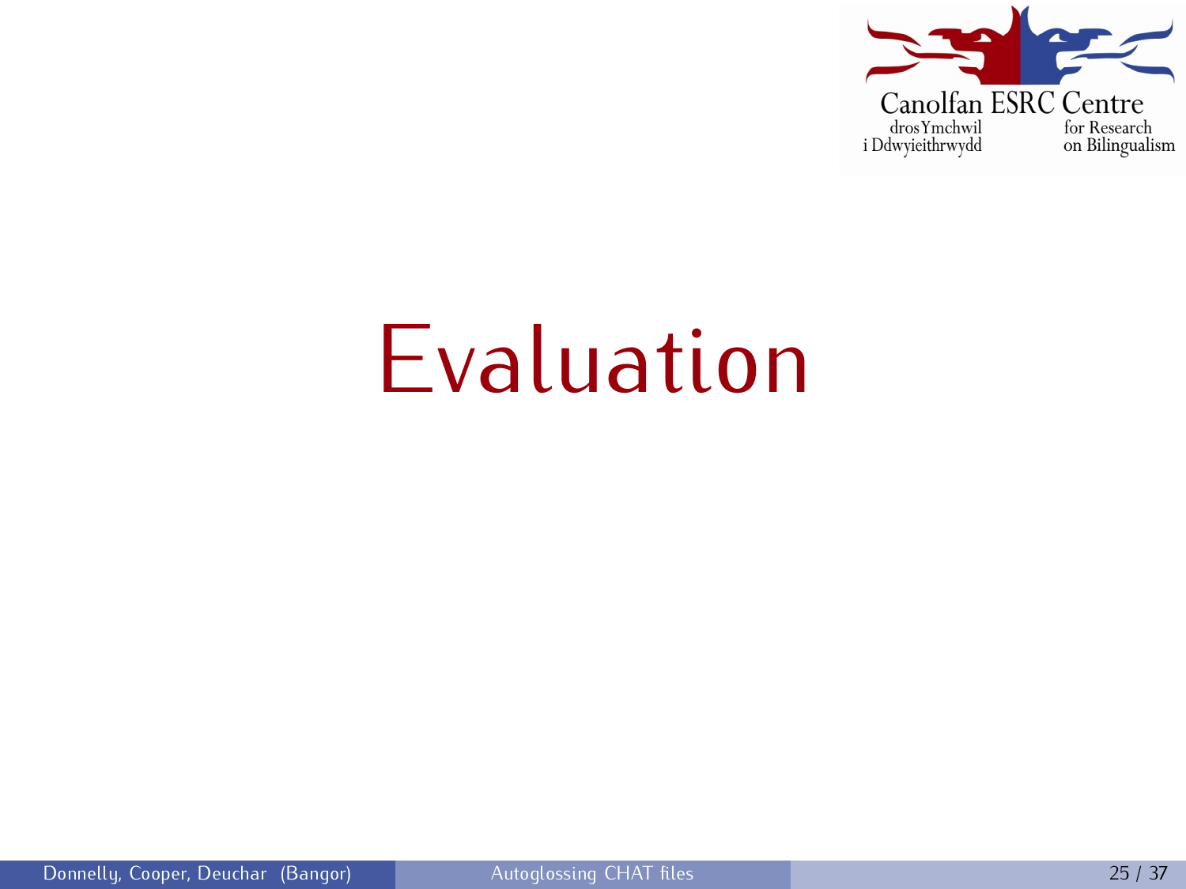# Evaluation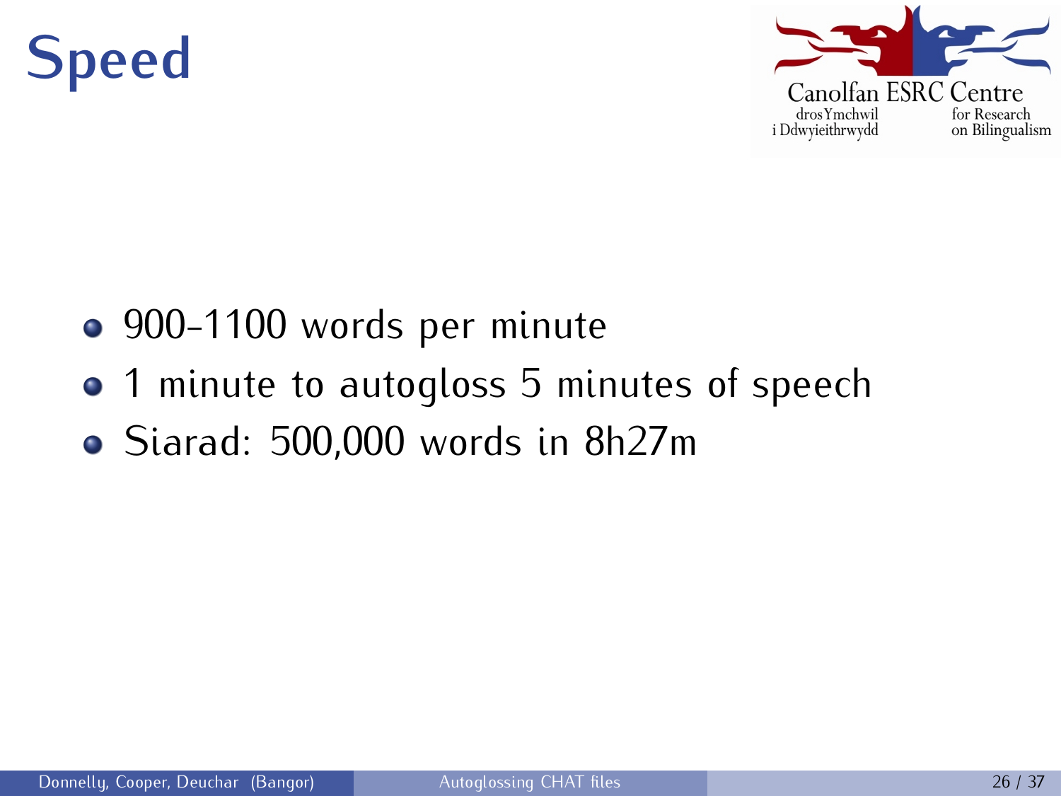# Speed

- 900-1100 words per minute
- 1 minute to autogloss 5 minutes of speech
- Siarad: 500,000 words in 8h27m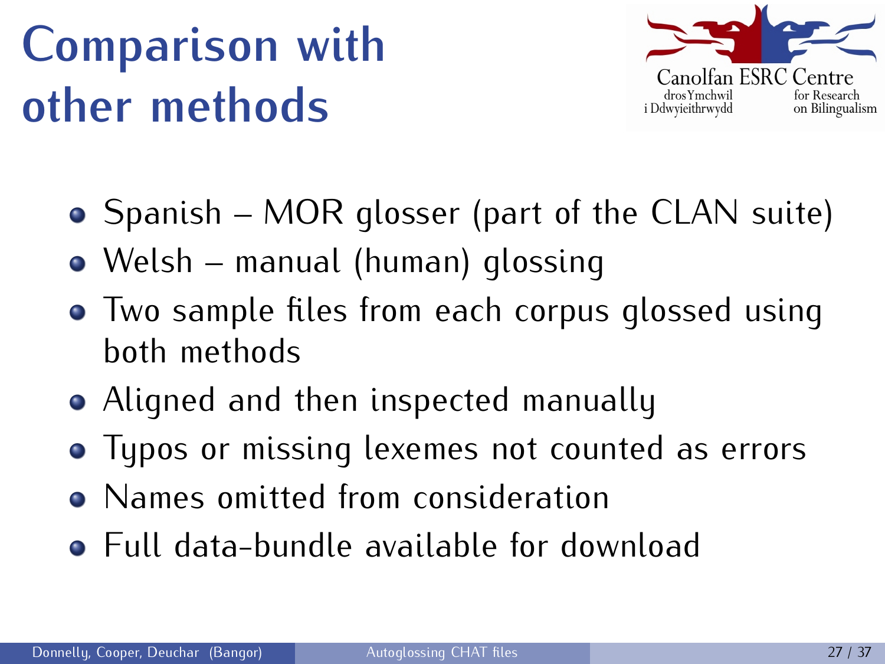# Comparison with other methods

- Spanish – MOR glosser (part of the CLAN suite)
- Welsh – manual (human) glossing
- Two sample files from each corpus glossed using both methods
- Aligned and then inspected manually
- Typos or missing lexemes not counted as errors
- Names omitted from consideration
- Full data-bundle available for download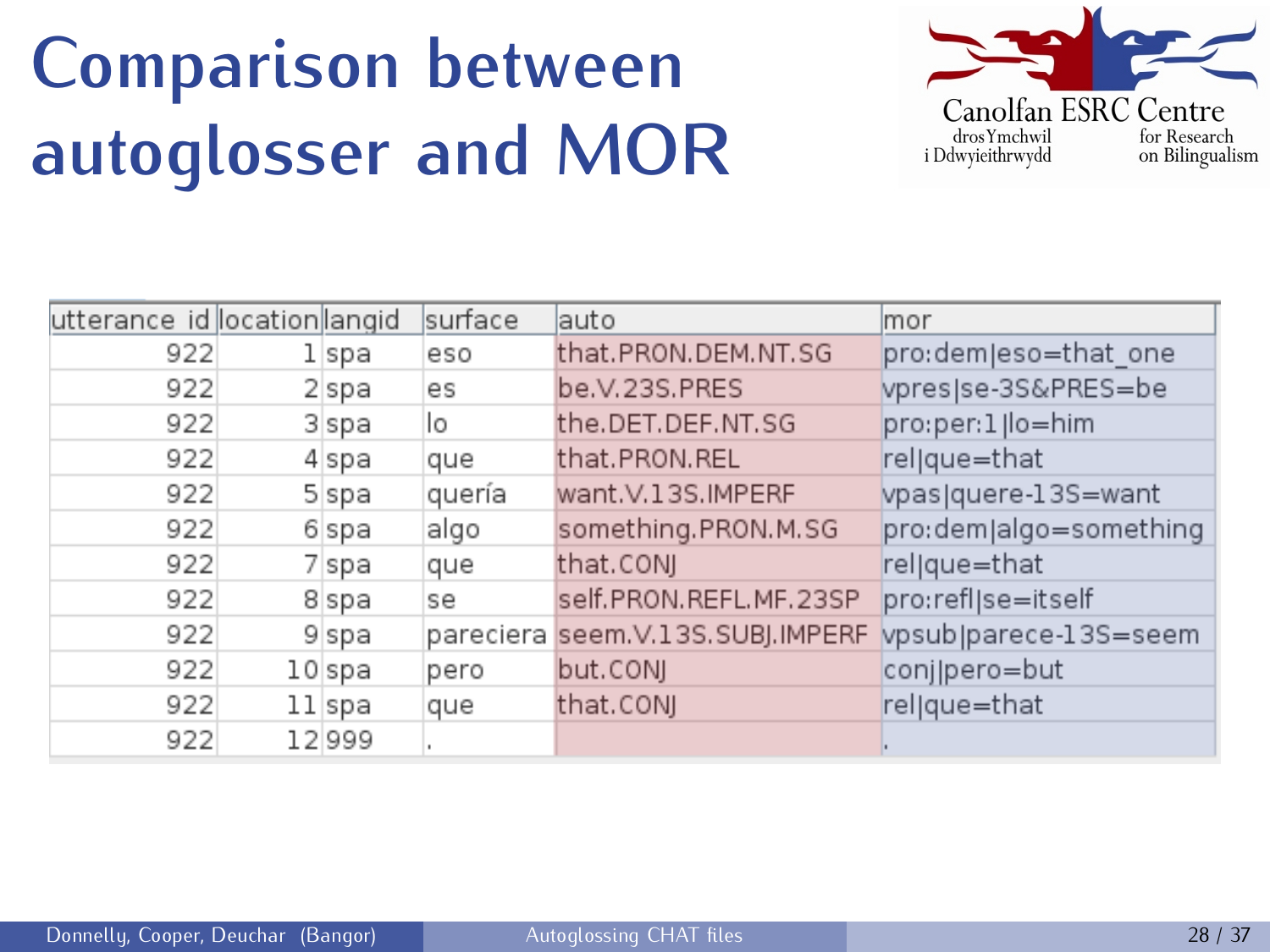# Comparison between autoglosser and MOR

| utterance id | location | langid | surface | auto | mor |
|---|---|---|---|---|---|
| 922 | 1 | spa | eso | that.PRON.DEM.NT.SG | pro:dem|eso=that_one |
| 922 | 2 | spa | es | be.V.23S.PRES | vpres|se-3S&PRES=be |
| 922 | 3 | spa | lo | the.DET.DEF.NT.SG | pro:per:1|lo=him |
| 922 | 4 | spa | que | that.PRON.REL | rel|que=that |
| 922 | 5 | spa | quería | want.V.13S.IMPERF | vpas|quere-13S=want |
| 922 | 6 | spa | algo | something.PRON.M.SG | pro:dem|algo=something |
| 922 | 7 | spa | que | that.CONJ | rel|que=that |
| 922 | 8 | spa | se | self.PRON.REFL.MF.23SP | pro:refl|se=itself |
| 922 | 9 | spa | pareciera | seem.V.13S.SUBJ.IMPERF | vpsub|parece-13S=seem |
| 922 | 10 | spa | pero | but.CONJ | conj|pero=but |
| 922 | 11 | spa | que | that.CONJ | rel|que=that |
| 922 | 12 | 999 | . | | . |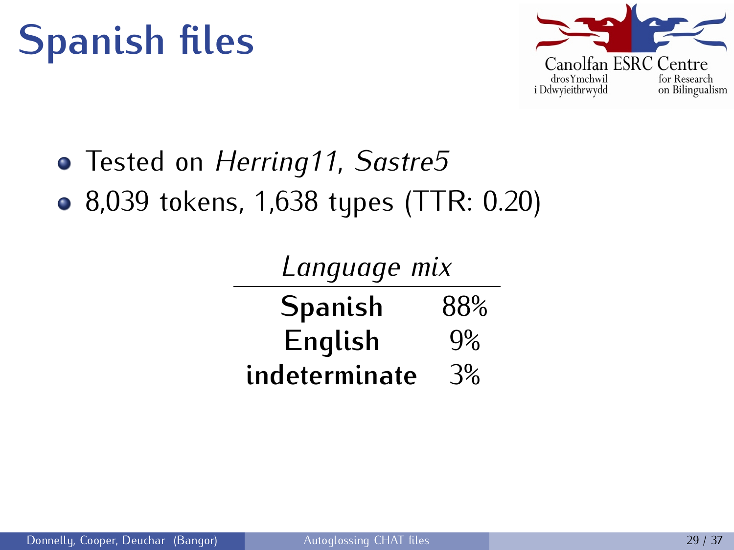# Spanish files

- Tested on *Herring11, Sastre5*
- 8,039 tokens, 1,638 types (TTR: 0.20)

| *Language mix* | |
|---|---|
| **Spanish** | 88% |
| **English** | 9% |
| **indeterminate** | 3% |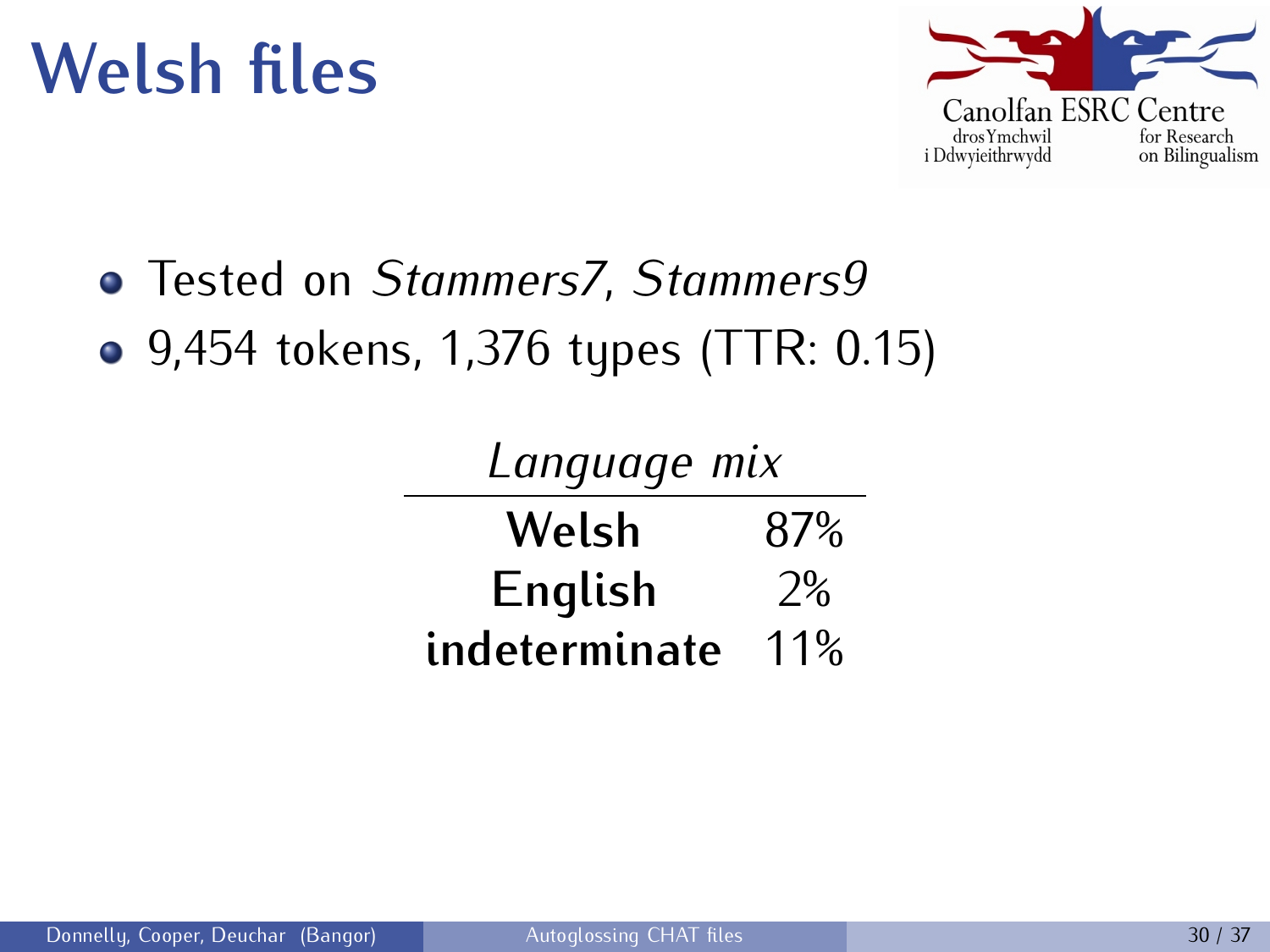# Welsh files

- Tested on *Stammers7*, *Stammers9*
- 9,454 tokens, 1,376 types (TTR: 0.15)

| *Language mix* | |
|---|---|
| **Welsh** | 87% |
| **English** | 2% |
| **indeterminate** | 11% |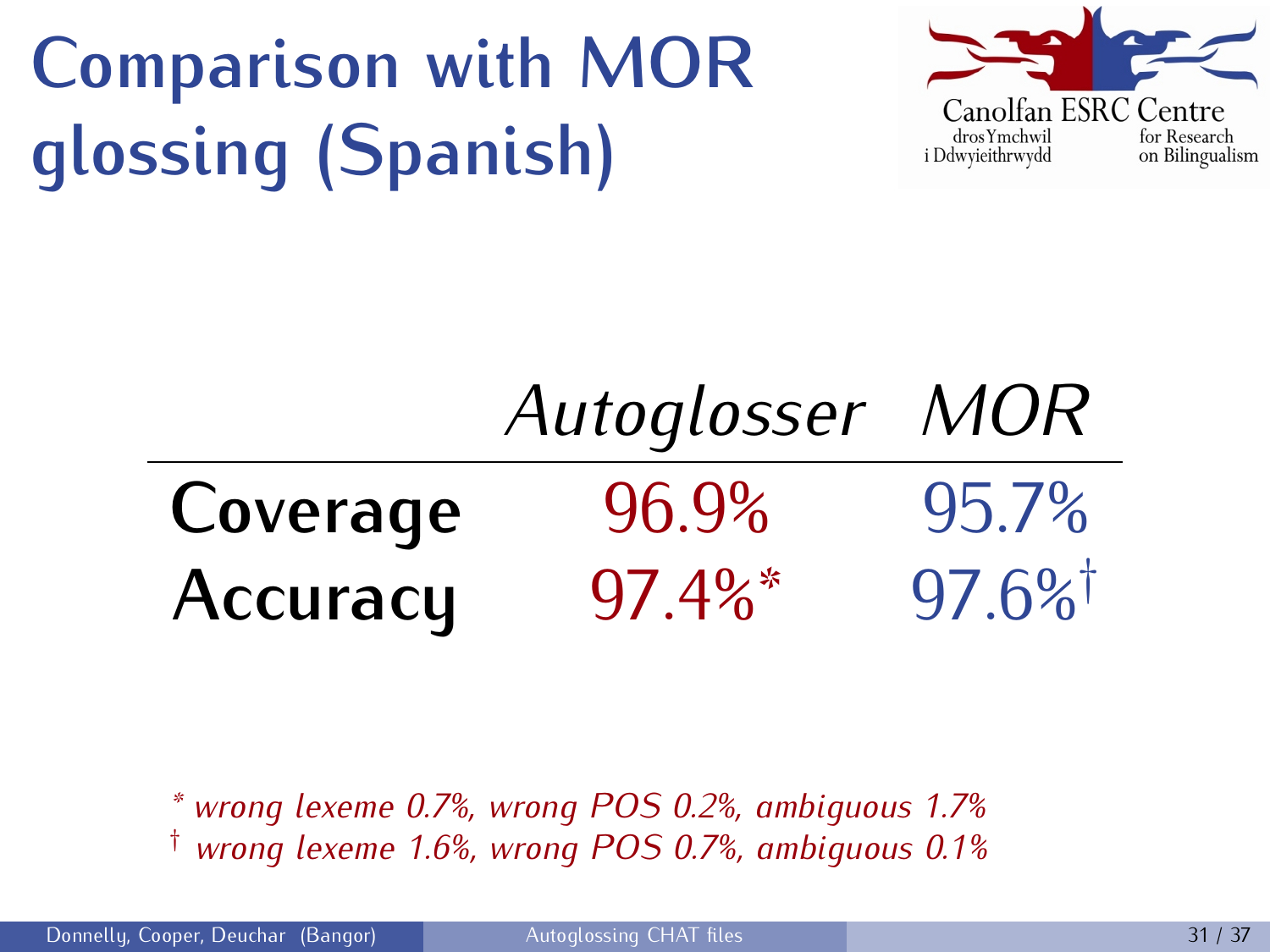# Comparison with MOR glossing (Spanish)

| | *Autoglosser* | *MOR* |
|---|---|---|
| **Coverage** | 96.9% | 95.7% |
| **Accuracy** | 97.4%* | 97.6%† |

*\* wrong lexeme 0.7%, wrong POS 0.2%, ambiguous 1.7%*

*† wrong lexeme 1.6%, wrong POS 0.7%, ambiguous 0.1%*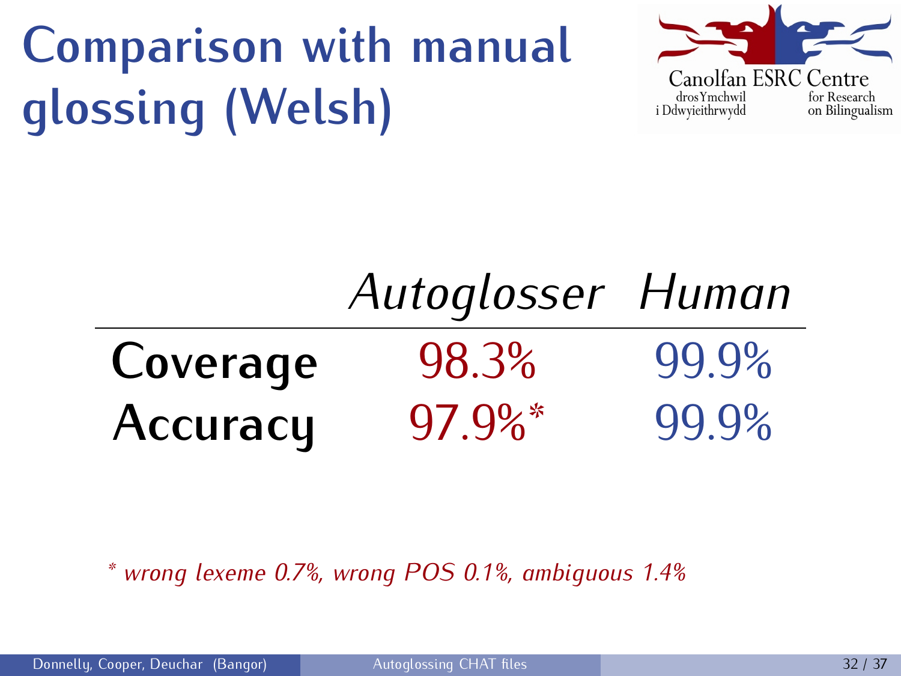# Comparison with manual glossing (Welsh)

|  | *Autoglosser* | *Human* |
| --- | --- | --- |
| **Coverage** | 98.3% | 99.9% |
| **Accuracy** | 97.9%* | 99.9% |

*\* wrong lexeme 0.7%, wrong POS 0.1%, ambiguous 1.4%*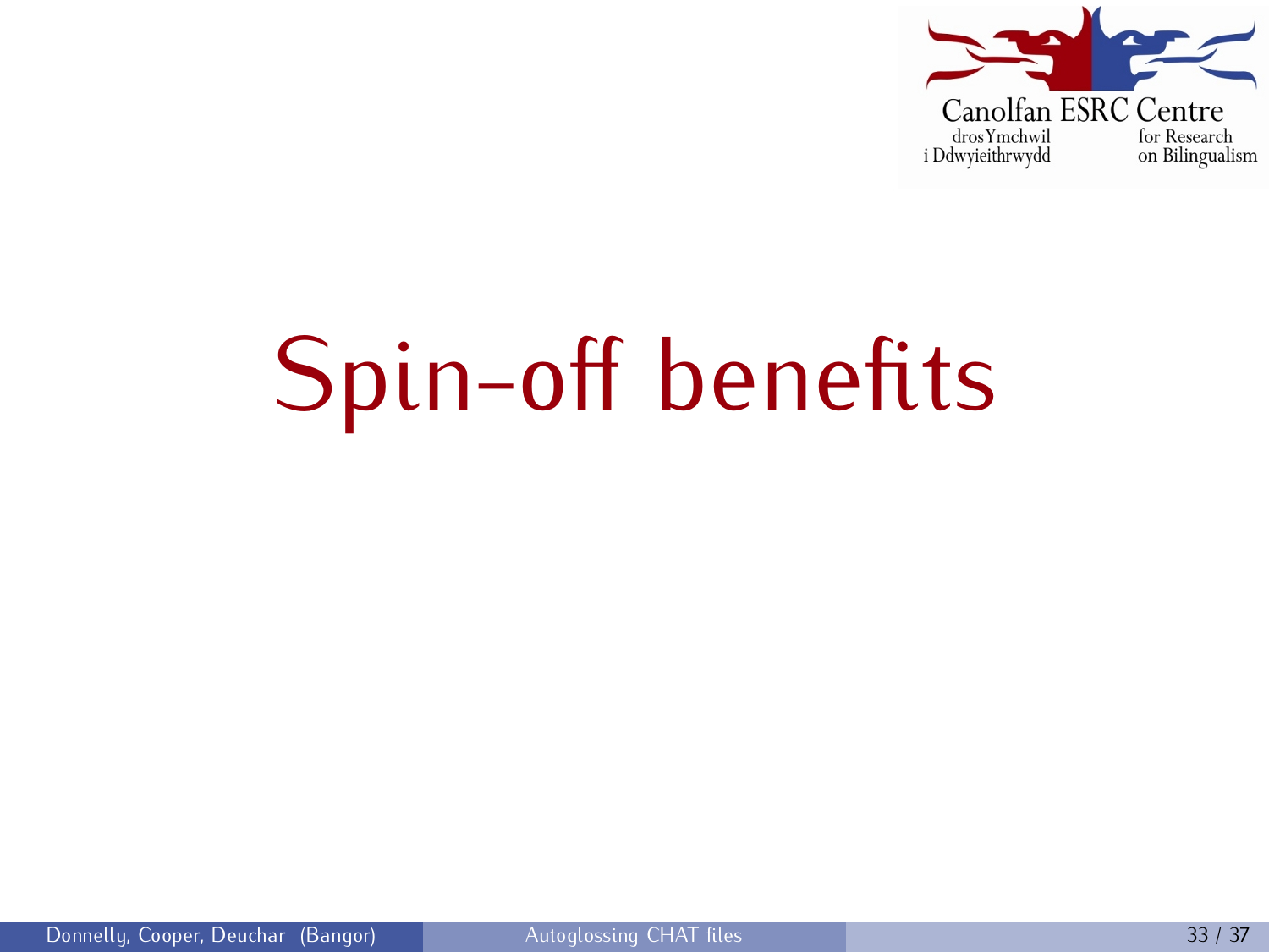# Spin-off benefits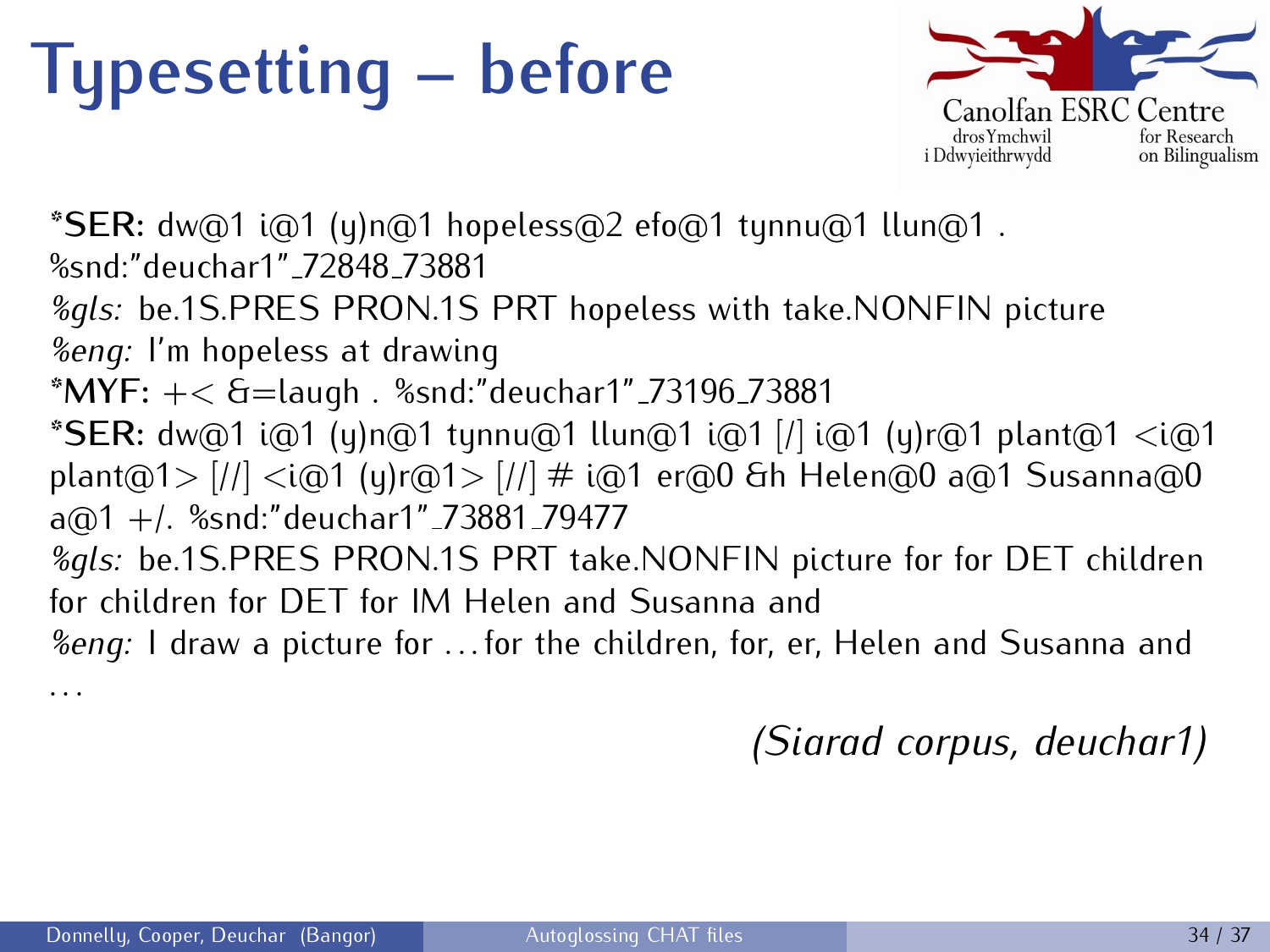# Typesetting – before

Canolfan ESRC Centre
dros Ymchwil i Ddwyieithrwydd
for Research on Bilingualism

***SER:** dw@1 i@1 (y)n@1 hopeless@2 efo@1 tynnu@1 llun@1 .
%snd:"deuchar1"_72848_73881
*%gls:* be.1S.PRES PRON.1S PRT hopeless with take.NONFIN picture
*%eng:* I'm hopeless at drawing
***MYF:** +< &=laugh . %snd:"deuchar1"_73196_73881
***SER:** dw@1 i@1 (y)n@1 tynnu@1 llun@1 i@1 [/] i@1 (y)r@1 plant@1 <i@1 plant@1> [//] <i@1 (y)r@1> [//] # i@1 er@0 &h Helen@0 a@1 Susanna@0 a@1 +/. %snd:"deuchar1"_73881_79477
*%gls:* be.1S.PRES PRON.1S PRT take.NONFIN picture for for DET children for children for DET for IM Helen and Susanna and
*%eng:* I draw a picture for ... for the children, for, er, Helen and Susanna and ...

*(Siarad corpus, deuchar1)*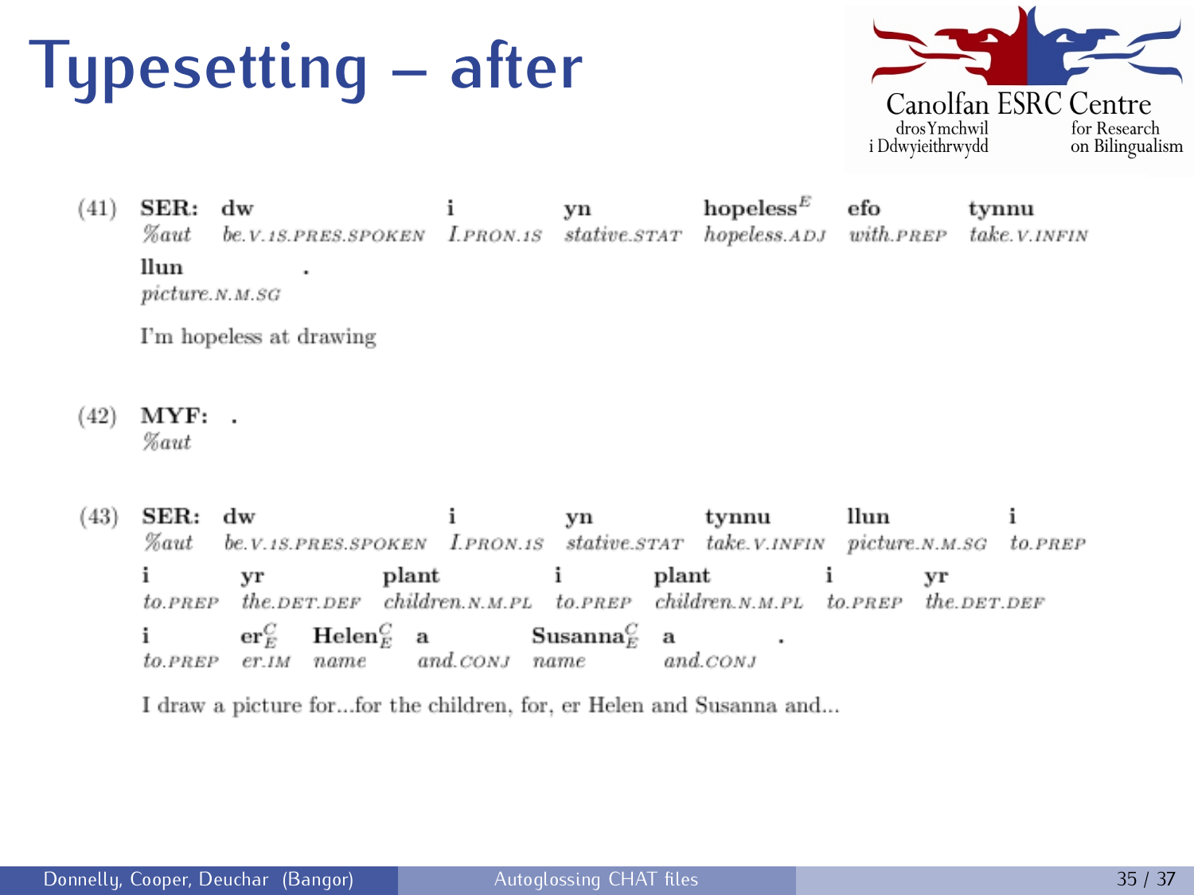# Typesetting – after

Canolfan ESRC Centre
dros Ymchwil i Ddwyieithrwydd
for Research on Bilingualism

(41)

| **SER:** | **dw** | **i** | **yn** | **hopeless**$^{E}$ | **efo** | **tynnu** |
|---|---|---|---|---|---|---|
| *%aut* | *be.V.1S.PRES.SPOKEN* | *I.PRON.1S* | *stative.STAT* | *hopeless.ADJ* | *with.PREP* | *take.V.INFIN* |

| **llun** | **.** |
|---|---|
| *picture.N.M.SG* | |

I'm hopeless at drawing

(42)

| **MYF:** | **.** |
|---|---|
| *%aut* | |

(43)

| **SER:** | **dw** | **i** | **yn** | **tynnu** | **llun** | **i** |
|---|---|---|---|---|---|---|
| *%aut* | *be.V.1S.PRES.SPOKEN* | *I.PRON.1S* | *stative.STAT* | *take.V.INFIN* | *picture.N.M.SG* | *to.PREP* |

| **i** | **yr** | **plant** | **i** | **plant** | **i** | **yr** |
|---|---|---|---|---|---|---|
| *to.PREP* | *the.DET.DEF* | *children.N.M.PL* | *to.PREP* | *children.N.M.PL* | *to.PREP* | *the.DET.DEF* |

| **i** | **er**$^{C}_{E}$ | **Helen**$^{C}_{E}$ | **a** | **Susanna**$^{C}_{E}$ | **a** | **.** |
|---|---|---|---|---|---|---|
| *to.PREP* | *er.IM* | *name* | *and.CONJ* | *name* | *and.CONJ* | |

I draw a picture for...for the children, for, er Helen and Susanna and...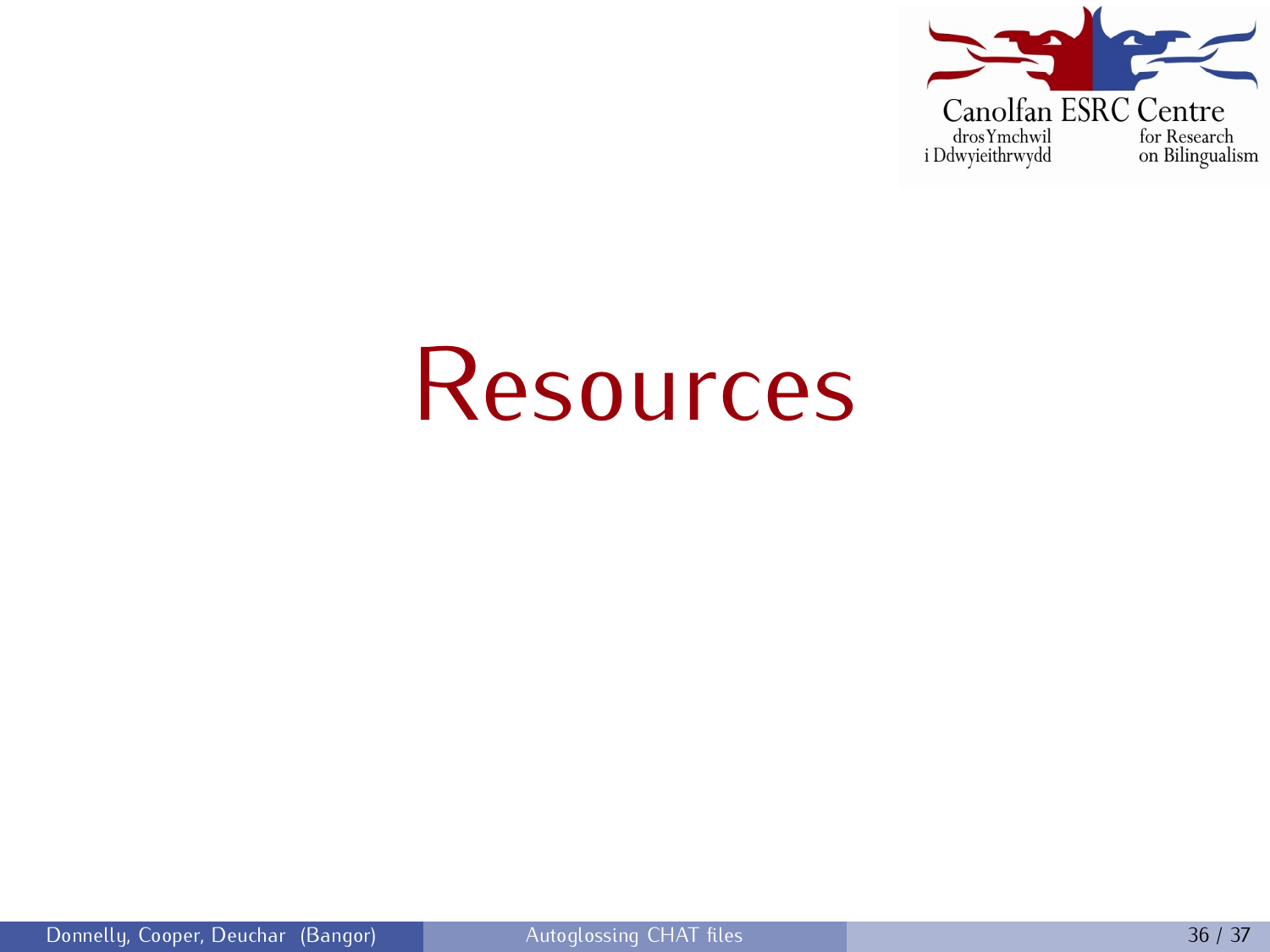# Resources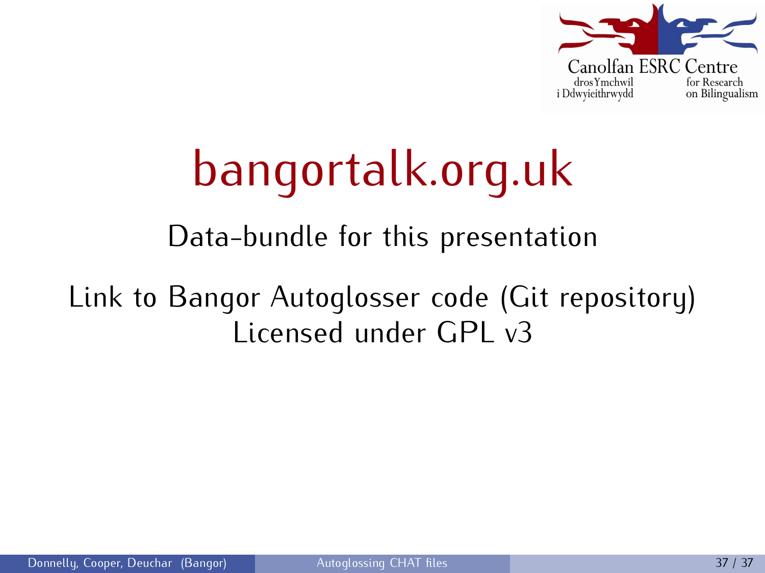Canolfan ESRC Centre
dros Ymchwil i Ddwyieithrwydd
for Research on Bilingualism

# bangortalk.org.uk

Data-bundle for this presentation

Link to Bangor Autoglosser code (Git repository)
Licensed under GPL v3